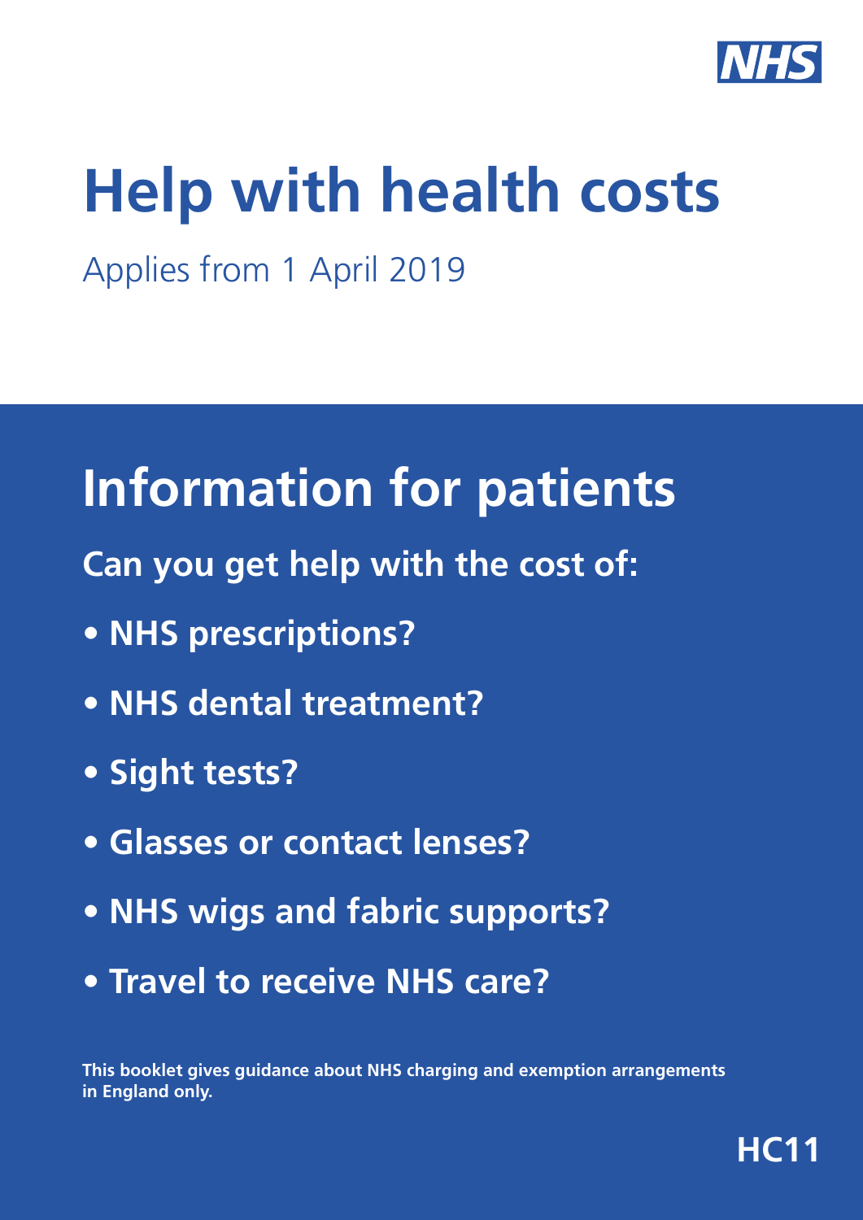NHS

# Help with health costs

Applies from 1 April 2019

## Information for patients

**Can you get help with the cost of:**

- **NHS prescriptions?**
- **NHS dental treatment?**
- **Sight tests?**
- **Glasses or contact lenses?**
- **NHS wigs and fabric supports?**
- **Travel to receive NHS care?**

**This booklet gives guidance about NHS charging and exemption arrangements in England only.**

**HC11**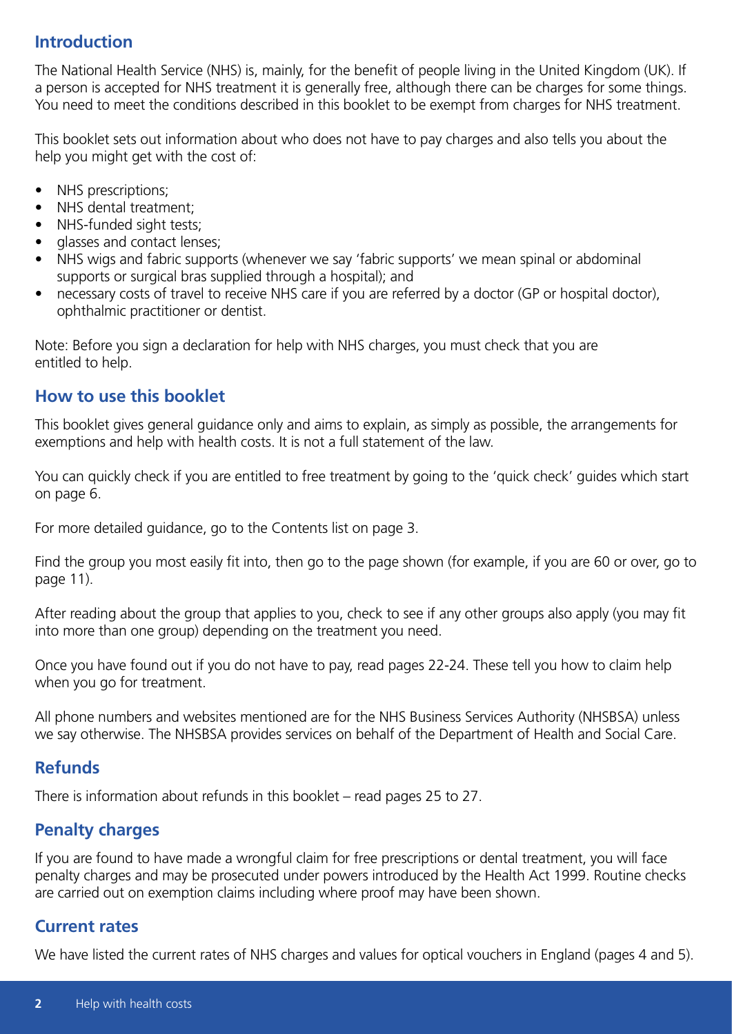## Introduction

The National Health Service (NHS) is, mainly, for the benefit of people living in the United Kingdom (UK). If a person is accepted for NHS treatment it is generally free, although there can be charges for some things. You need to meet the conditions described in this booklet to be exempt from charges for NHS treatment.

This booklet sets out information about who does not have to pay charges and also tells you about the help you might get with the cost of:

- NHS prescriptions;
- NHS dental treatment;
- NHS-funded sight tests;
- glasses and contact lenses;
- NHS wigs and fabric supports (whenever we say 'fabric supports' we mean spinal or abdominal supports or surgical bras supplied through a hospital); and
- necessary costs of travel to receive NHS care if you are referred by a doctor (GP or hospital doctor), ophthalmic practitioner or dentist.

Note: Before you sign a declaration for help with NHS charges, you must check that you are entitled to help.

## How to use this booklet

This booklet gives general guidance only and aims to explain, as simply as possible, the arrangements for exemptions and help with health costs. It is not a full statement of the law.

You can quickly check if you are entitled to free treatment by going to the 'quick check' guides which start on page 6.

For more detailed guidance, go to the Contents list on page 3.

Find the group you most easily fit into, then go to the page shown (for example, if you are 60 or over, go to page 11).

After reading about the group that applies to you, check to see if any other groups also apply (you may fit into more than one group) depending on the treatment you need.

Once you have found out if you do not have to pay, read pages 22-24. These tell you how to claim help when you go for treatment.

All phone numbers and websites mentioned are for the NHS Business Services Authority (NHSBSA) unless we say otherwise. The NHSBSA provides services on behalf of the Department of Health and Social Care.

## Refunds

There is information about refunds in this booklet – read pages 25 to 27.

## Penalty charges

If you are found to have made a wrongful claim for free prescriptions or dental treatment, you will face penalty charges and may be prosecuted under powers introduced by the Health Act 1999. Routine checks are carried out on exemption claims including where proof may have been shown.

## Current rates

We have listed the current rates of NHS charges and values for optical vouchers in England (pages 4 and 5).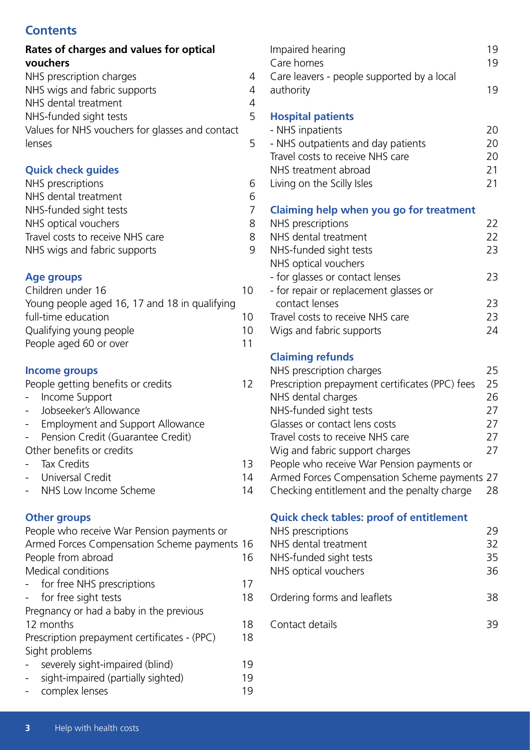## Contents

**Rates of charges and values for optical vouchers**

| | |
|---|---|
| NHS prescription charges | 4 |
| NHS wigs and fabric supports | 4 |
| NHS dental treatment | 4 |
| NHS-funded sight tests | 5 |
| Values for NHS vouchers for glasses and contact lenses | 5 |

### Quick check guides

| | |
|---|---|
| NHS prescriptions | 6 |
| NHS dental treatment | 6 |
| NHS-funded sight tests | 7 |
| NHS optical vouchers | 8 |
| Travel costs to receive NHS care | 8 |
| NHS wigs and fabric supports | 9 |

### Age groups

| | |
|---|---|
| Children under 16 | 10 |
| Young people aged 16, 17 and 18 in qualifying full-time education | 10 |
| Qualifying young people | 10 |
| People aged 60 or over | 11 |

### Income groups

| | |
|---|---|
| People getting benefits or credits | 12 |
| - Income Support | |
| - Jobseeker's Allowance | |
| - Employment and Support Allowance | |
| - Pension Credit (Guarantee Credit) | |
| Other benefits or credits | |
| - Tax Credits | 13 |
| - Universal Credit | 14 |
| - NHS Low Income Scheme | 14 |

### Other groups

| | |
|---|---|
| People who receive War Pension payments or Armed Forces Compensation Scheme payments | 16 |
| People from abroad | 16 |
| Medical conditions | |
| - for free NHS prescriptions | 17 |
| - for free sight tests | 18 |
| Pregnancy or had a baby in the previous 12 months | 18 |
| Prescription prepayment certificates - (PPC) | 18 |
| Sight problems | |
| - severely sight-impaired (blind) | 19 |
| - sight-impaired (partially sighted) | 19 |
| - complex lenses | 19 |
| Impaired hearing | 19 |
| Care homes | 19 |
| Care leavers - people supported by a local authority | 19 |

### Hospital patients

| | |
|---|---|
| - NHS inpatients | 20 |
| - NHS outpatients and day patients | 20 |
| Travel costs to receive NHS care | 20 |
| NHS treatment abroad | 21 |
| Living on the Scilly Isles | 21 |

### Claiming help when you go for treatment

| | |
|---|---|
| NHS prescriptions | 22 |
| NHS dental treatment | 22 |
| NHS-funded sight tests | 23 |
| NHS optical vouchers | |
| - for glasses or contact lenses | 23 |
| - for repair or replacement glasses or contact lenses | 23 |
| Travel costs to receive NHS care | 23 |
| Wigs and fabric supports | 24 |

### Claiming refunds

| | |
|---|---|
| NHS prescription charges | 25 |
| Prescription prepayment certificates (PPC) fees | 25 |
| NHS dental charges | 26 |
| NHS-funded sight tests | 27 |
| Glasses or contact lens costs | 27 |
| Travel costs to receive NHS care | 27 |
| Wig and fabric support charges | 27 |
| People who receive War Pension payments or Armed Forces Compensation Scheme payments | 27 |
| Checking entitlement and the penalty charge | 28 |

### Quick check tables: proof of entitlement

| | |
|---|---|
| NHS prescriptions | 29 |
| NHS dental treatment | 32 |
| NHS-funded sight tests | 35 |
| NHS optical vouchers | 36 |

| | |
|---|---|
| Ordering forms and leaflets | 38 |
| Contact details | 39 |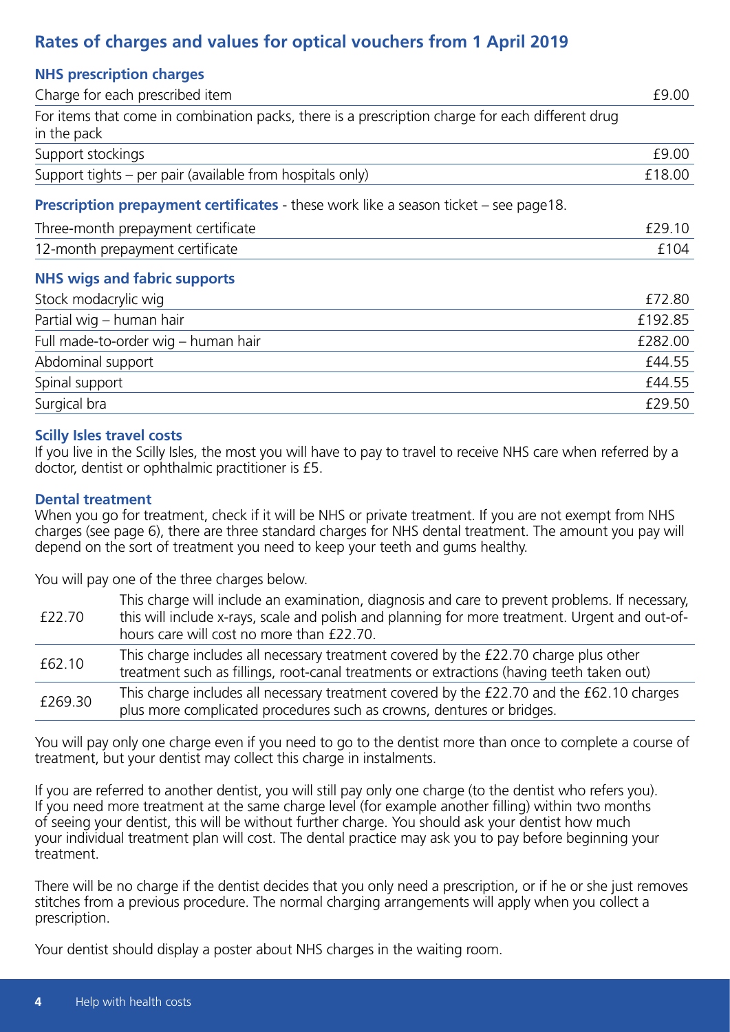## Rates of charges and values for optical vouchers from 1 April 2019

### NHS prescription charges

| | |
|---|---|
| Charge for each prescribed item | £9.00 |
| For items that come in combination packs, there is a prescription charge for each different drug in the pack | |
| Support stockings | £9.00 |
| Support tights – per pair (available from hospitals only) | £18.00 |

**Prescription prepayment certificates** - these work like a season ticket – see page18.

| | |
|---|---|
| Three-month prepayment certificate | £29.10 |
| 12-month prepayment certificate | £104 |

### NHS wigs and fabric supports

| | |
|---|---|
| Stock modacrylic wig | £72.80 |
| Partial wig – human hair | £192.85 |
| Full made-to-order wig – human hair | £282.00 |
| Abdominal support | £44.55 |
| Spinal support | £44.55 |
| Surgical bra | £29.50 |

### Scilly Isles travel costs

If you live in the Scilly Isles, the most you will have to pay to travel to receive NHS care when referred by a doctor, dentist or ophthalmic practitioner is £5.

### Dental treatment

When you go for treatment, check if it will be NHS or private treatment. If you are not exempt from NHS charges (see page 6), there are three standard charges for NHS dental treatment. The amount you pay will depend on the sort of treatment you need to keep your teeth and gums healthy.

You will pay one of the three charges below.

| | |
|---|---|
| £22.70 | This charge will include an examination, diagnosis and care to prevent problems. If necessary, this will include x-rays, scale and polish and planning for more treatment. Urgent and out-of-hours care will cost no more than £22.70. |
| £62.10 | This charge includes all necessary treatment covered by the £22.70 charge plus other treatment such as fillings, root-canal treatments or extractions (having teeth taken out) |
| £269.30 | This charge includes all necessary treatment covered by the £22.70 and the £62.10 charges plus more complicated procedures such as crowns, dentures or bridges. |

You will pay only one charge even if you need to go to the dentist more than once to complete a course of treatment, but your dentist may collect this charge in instalments.

If you are referred to another dentist, you will still pay only one charge (to the dentist who refers you). If you need more treatment at the same charge level (for example another filling) within two months of seeing your dentist, this will be without further charge. You should ask your dentist how much your individual treatment plan will cost. The dental practice may ask you to pay before beginning your treatment.

There will be no charge if the dentist decides that you only need a prescription, or if he or she just removes stitches from a previous procedure. The normal charging arrangements will apply when you collect a prescription.

Your dentist should display a poster about NHS charges in the waiting room.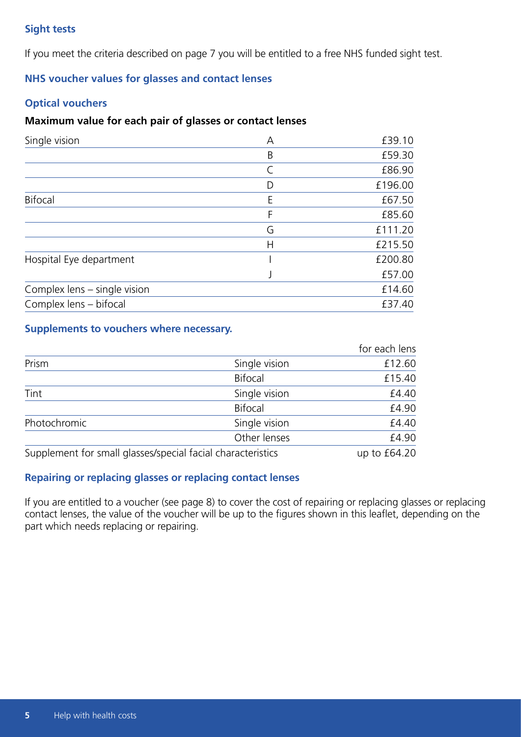## Sight tests

If you meet the criteria described on page 7 you will be entitled to a free NHS funded sight test.

## NHS voucher values for glasses and contact lenses

### Optical vouchers

**Maximum value for each pair of glasses or contact lenses**

| | | |
|---|---|---|
| Single vision | A | £39.10 |
| | B | £59.30 |
| | C | £86.90 |
| | D | £196.00 |
| Bifocal | E | £67.50 |
| | F | £85.60 |
| | G | £111.20 |
| | H | £215.50 |
| Hospital Eye department | I | £200.80 |
| | J | £57.00 |
| Complex lens – single vision | | £14.60 |
| Complex lens – bifocal | | £37.40 |

### Supplements to vouchers where necessary.

| | | for each lens |
|---|---|---|
| Prism | Single vision | £12.60 |
| | Bifocal | £15.40 |
| Tint | Single vision | £4.40 |
| | Bifocal | £4.90 |
| Photochromic | Single vision | £4.40 |
| | Other lenses | £4.90 |
| Supplement for small glasses/special facial characteristics | | up to £64.20 |

### Repairing or replacing glasses or replacing contact lenses

If you are entitled to a voucher (see page 8) to cover the cost of repairing or replacing glasses or replacing contact lenses, the value of the voucher will be up to the figures shown in this leaflet, depending on the part which needs replacing or repairing.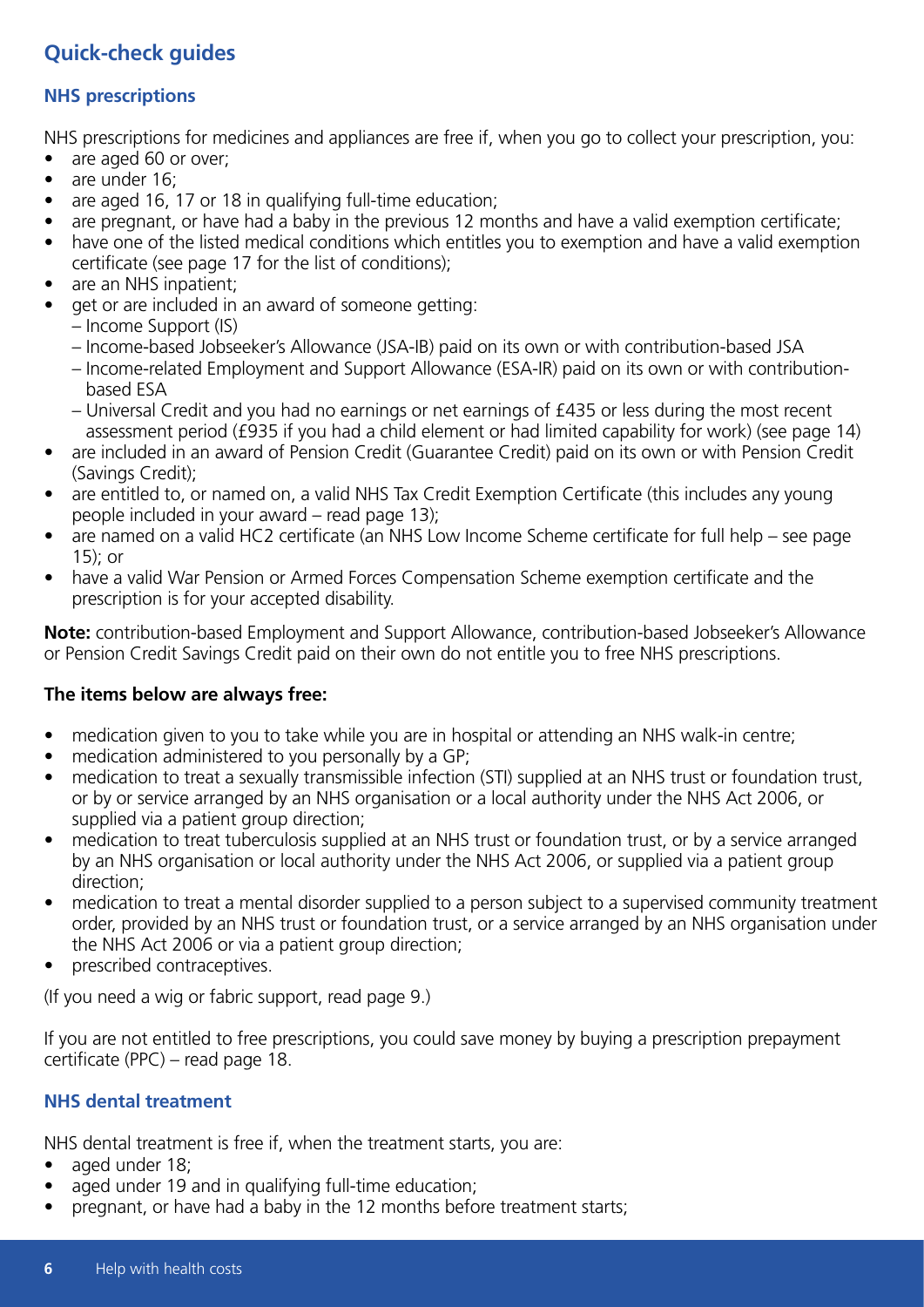## Quick-check guides

### NHS prescriptions

NHS prescriptions for medicines and appliances are free if, when you go to collect your prescription, you:

- are aged 60 or over;
- are under 16;
- are aged 16, 17 or 18 in qualifying full-time education;
- are pregnant, or have had a baby in the previous 12 months and have a valid exemption certificate;
- have one of the listed medical conditions which entitles you to exemption and have a valid exemption certificate (see page 17 for the list of conditions);
- are an NHS inpatient;
- get or are included in an award of someone getting:
  - Income Support (IS)
  - Income-based Jobseeker's Allowance (JSA-IB) paid on its own or with contribution-based JSA
  - Income-related Employment and Support Allowance (ESA-IR) paid on its own or with contribution-based ESA
  - Universal Credit and you had no earnings or net earnings of £435 or less during the most recent assessment period (£935 if you had a child element or had limited capability for work) (see page 14)
- are included in an award of Pension Credit (Guarantee Credit) paid on its own or with Pension Credit (Savings Credit);
- are entitled to, or named on, a valid NHS Tax Credit Exemption Certificate (this includes any young people included in your award – read page 13);
- are named on a valid HC2 certificate (an NHS Low Income Scheme certificate for full help – see page 15); or
- have a valid War Pension or Armed Forces Compensation Scheme exemption certificate and the prescription is for your accepted disability.

**Note:** contribution-based Employment and Support Allowance, contribution-based Jobseeker's Allowance or Pension Credit Savings Credit paid on their own do not entitle you to free NHS prescriptions.

**The items below are always free:**

- medication given to you to take while you are in hospital or attending an NHS walk-in centre;
- medication administered to you personally by a GP;
- medication to treat a sexually transmissible infection (STI) supplied at an NHS trust or foundation trust, or by or service arranged by an NHS organisation or a local authority under the NHS Act 2006, or supplied via a patient group direction;
- medication to treat tuberculosis supplied at an NHS trust or foundation trust, or by a service arranged by an NHS organisation or local authority under the NHS Act 2006, or supplied via a patient group direction;
- medication to treat a mental disorder supplied to a person subject to a supervised community treatment order, provided by an NHS trust or foundation trust, or a service arranged by an NHS organisation under the NHS Act 2006 or via a patient group direction;
- prescribed contraceptives.

(If you need a wig or fabric support, read page 9.)

If you are not entitled to free prescriptions, you could save money by buying a prescription prepayment certificate (PPC) – read page 18.

### NHS dental treatment

NHS dental treatment is free if, when the treatment starts, you are:

- aged under 18;
- aged under 19 and in qualifying full-time education;
- pregnant, or have had a baby in the 12 months before treatment starts;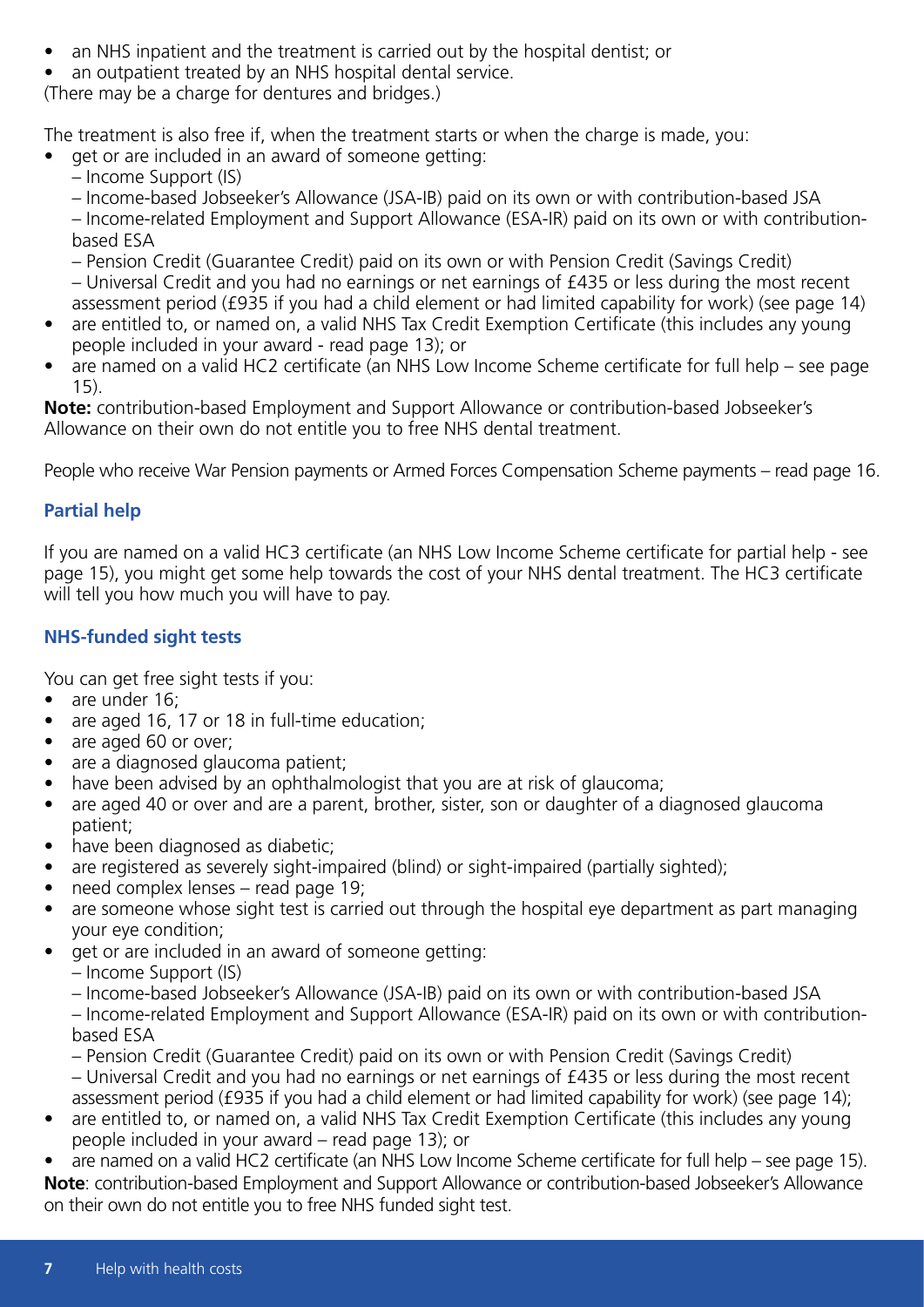- an NHS inpatient and the treatment is carried out by the hospital dentist; or
- an outpatient treated by an NHS hospital dental service.

(There may be a charge for dentures and bridges.)

The treatment is also free if, when the treatment starts or when the charge is made, you:

- get or are included in an award of someone getting:
  - Income Support (IS)
  - Income-based Jobseeker's Allowance (JSA-IB) paid on its own or with contribution-based JSA
  - Income-related Employment and Support Allowance (ESA-IR) paid on its own or with contribution-based ESA
  - Pension Credit (Guarantee Credit) paid on its own or with Pension Credit (Savings Credit)
  - Universal Credit and you had no earnings or net earnings of £435 or less during the most recent assessment period (£935 if you had a child element or had limited capability for work) (see page 14)
- are entitled to, or named on, a valid NHS Tax Credit Exemption Certificate (this includes any young people included in your award - read page 13); or
- are named on a valid HC2 certificate (an NHS Low Income Scheme certificate for full help – see page 15).

**Note:** contribution-based Employment and Support Allowance or contribution-based Jobseeker's Allowance on their own do not entitle you to free NHS dental treatment.

People who receive War Pension payments or Armed Forces Compensation Scheme payments – read page 16.

### Partial help

If you are named on a valid HC3 certificate (an NHS Low Income Scheme certificate for partial help - see page 15), you might get some help towards the cost of your NHS dental treatment. The HC3 certificate will tell you how much you will have to pay.

### NHS-funded sight tests

You can get free sight tests if you:

- are under 16;
- are aged 16, 17 or 18 in full-time education;
- are aged 60 or over;
- are a diagnosed glaucoma patient;
- have been advised by an ophthalmologist that you are at risk of glaucoma;
- are aged 40 or over and are a parent, brother, sister, son or daughter of a diagnosed glaucoma patient;
- have been diagnosed as diabetic;
- are registered as severely sight-impaired (blind) or sight-impaired (partially sighted);
- need complex lenses – read page 19;
- are someone whose sight test is carried out through the hospital eye department as part managing your eye condition;
- get or are included in an award of someone getting:
  - Income Support (IS)
  - Income-based Jobseeker's Allowance (JSA-IB) paid on its own or with contribution-based JSA
  - Income-related Employment and Support Allowance (ESA-IR) paid on its own or with contribution-based ESA
  - Pension Credit (Guarantee Credit) paid on its own or with Pension Credit (Savings Credit)
  - Universal Credit and you had no earnings or net earnings of £435 or less during the most recent assessment period (£935 if you had a child element or had limited capability for work) (see page 14);
- are entitled to, or named on, a valid NHS Tax Credit Exemption Certificate (this includes any young people included in your award – read page 13); or
- are named on a valid HC2 certificate (an NHS Low Income Scheme certificate for full help – see page 15).

**Note**: contribution-based Employment and Support Allowance or contribution-based Jobseeker's Allowance on their own do not entitle you to free NHS funded sight test.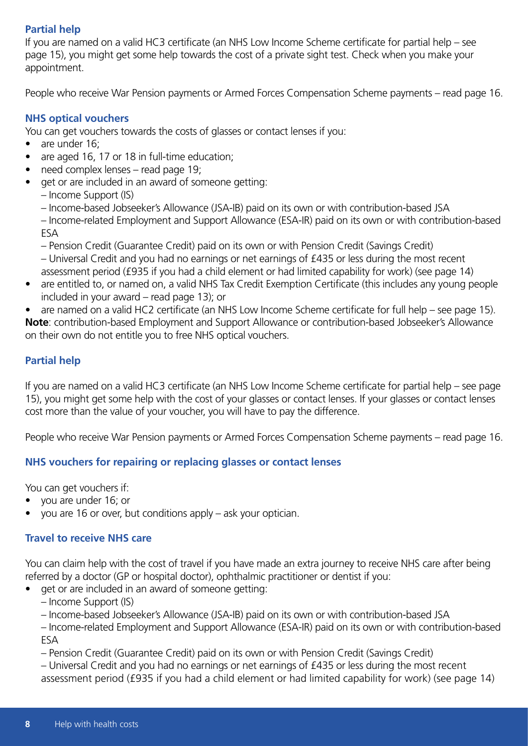### Partial help

If you are named on a valid HC3 certificate (an NHS Low Income Scheme certificate for partial help – see page 15), you might get some help towards the cost of a private sight test. Check when you make your appointment.

People who receive War Pension payments or Armed Forces Compensation Scheme payments – read page 16.

### NHS optical vouchers

You can get vouchers towards the costs of glasses or contact lenses if you:

- are under 16;
- are aged 16, 17 or 18 in full-time education;
- need complex lenses – read page 19;
- get or are included in an award of someone getting:
  - Income Support (IS)
  - Income-based Jobseeker's Allowance (JSA-IB) paid on its own or with contribution-based JSA
  - Income-related Employment and Support Allowance (ESA-IR) paid on its own or with contribution-based ESA
  - Pension Credit (Guarantee Credit) paid on its own or with Pension Credit (Savings Credit)
  - Universal Credit and you had no earnings or net earnings of £435 or less during the most recent assessment period (£935 if you had a child element or had limited capability for work) (see page 14)
- are entitled to, or named on, a valid NHS Tax Credit Exemption Certificate (this includes any young people included in your award – read page 13); or
- are named on a valid HC2 certificate (an NHS Low Income Scheme certificate for full help – see page 15).

**Note**: contribution-based Employment and Support Allowance or contribution-based Jobseeker's Allowance on their own do not entitle you to free NHS optical vouchers.

### Partial help

If you are named on a valid HC3 certificate (an NHS Low Income Scheme certificate for partial help – see page 15), you might get some help with the cost of your glasses or contact lenses. If your glasses or contact lenses cost more than the value of your voucher, you will have to pay the difference.

People who receive War Pension payments or Armed Forces Compensation Scheme payments – read page 16.

### NHS vouchers for repairing or replacing glasses or contact lenses

You can get vouchers if:

- you are under 16; or
- you are 16 or over, but conditions apply – ask your optician.

### Travel to receive NHS care

You can claim help with the cost of travel if you have made an extra journey to receive NHS care after being referred by a doctor (GP or hospital doctor), ophthalmic practitioner or dentist if you:

- get or are included in an award of someone getting:
  - Income Support (IS)
  - Income-based Jobseeker's Allowance (JSA-IB) paid on its own or with contribution-based JSA
  - Income-related Employment and Support Allowance (ESA-IR) paid on its own or with contribution-based ESA
  - Pension Credit (Guarantee Credit) paid on its own or with Pension Credit (Savings Credit)
  - Universal Credit and you had no earnings or net earnings of £435 or less during the most recent assessment period (£935 if you had a child element or had limited capability for work) (see page 14)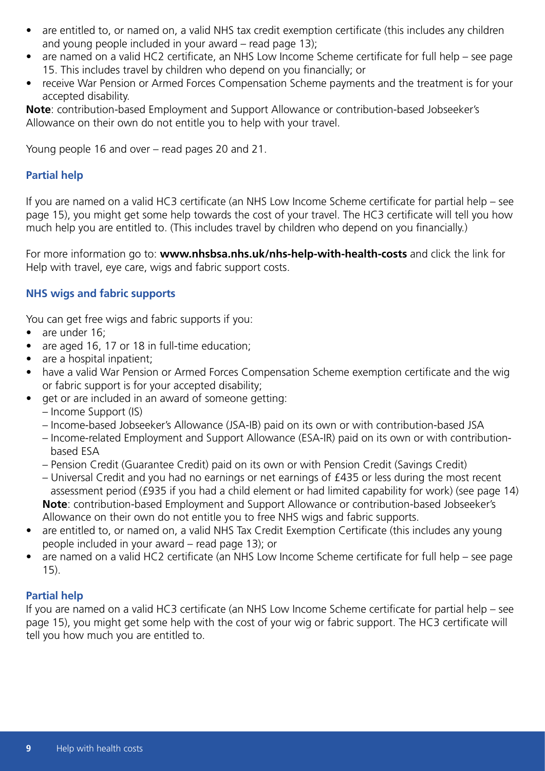- are entitled to, or named on, a valid NHS tax credit exemption certificate (this includes any children and young people included in your award – read page 13);
- are named on a valid HC2 certificate, an NHS Low Income Scheme certificate for full help – see page 15. This includes travel by children who depend on you financially; or
- receive War Pension or Armed Forces Compensation Scheme payments and the treatment is for your accepted disability.

**Note**: contribution-based Employment and Support Allowance or contribution-based Jobseeker's Allowance on their own do not entitle you to help with your travel.

Young people 16 and over – read pages 20 and 21.

### Partial help

If you are named on a valid HC3 certificate (an NHS Low Income Scheme certificate for partial help – see page 15), you might get some help towards the cost of your travel. The HC3 certificate will tell you how much help you are entitled to. (This includes travel by children who depend on you financially.)

For more information go to: **www.nhsbsa.nhs.uk/nhs-help-with-health-costs** and click the link for Help with travel, eye care, wigs and fabric support costs.

### NHS wigs and fabric supports

You can get free wigs and fabric supports if you:

- are under 16;
- are aged 16, 17 or 18 in full-time education;
- are a hospital inpatient;
- have a valid War Pension or Armed Forces Compensation Scheme exemption certificate and the wig or fabric support is for your accepted disability;
- get or are included in an award of someone getting:
  - Income Support (IS)
  - Income-based Jobseeker's Allowance (JSA-IB) paid on its own or with contribution-based JSA
  - Income-related Employment and Support Allowance (ESA-IR) paid on its own or with contribution-based ESA
  - Pension Credit (Guarantee Credit) paid on its own or with Pension Credit (Savings Credit)
  - Universal Credit and you had no earnings or net earnings of £435 or less during the most recent assessment period (£935 if you had a child element or had limited capability for work) (see page 14)

  **Note**: contribution-based Employment and Support Allowance or contribution-based Jobseeker's Allowance on their own do not entitle you to free NHS wigs and fabric supports.
- are entitled to, or named on, a valid NHS Tax Credit Exemption Certificate (this includes any young people included in your award – read page 13); or
- are named on a valid HC2 certificate (an NHS Low Income Scheme certificate for full help – see page 15).

### Partial help

If you are named on a valid HC3 certificate (an NHS Low Income Scheme certificate for partial help – see page 15), you might get some help with the cost of your wig or fabric support. The HC3 certificate will tell you how much you are entitled to.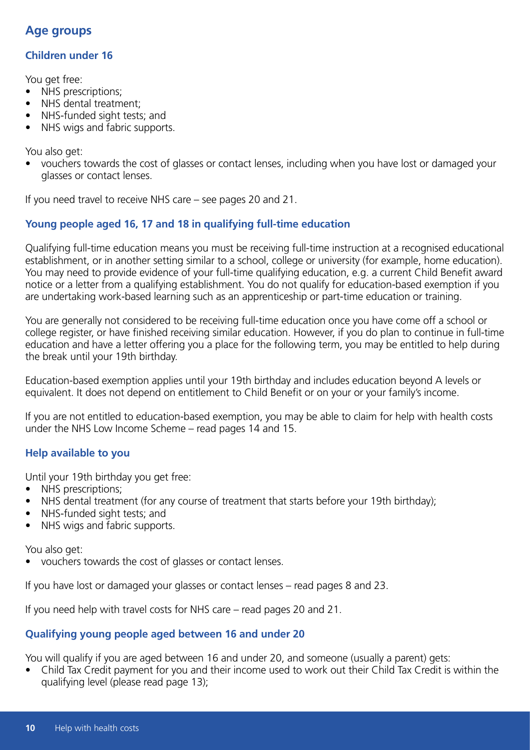## Age groups

### Children under 16

You get free:

- NHS prescriptions;
- NHS dental treatment;
- NHS-funded sight tests; and
- NHS wigs and fabric supports.

You also get:

- vouchers towards the cost of glasses or contact lenses, including when you have lost or damaged your glasses or contact lenses.

If you need travel to receive NHS care – see pages 20 and 21.

### Young people aged 16, 17 and 18 in qualifying full-time education

Qualifying full-time education means you must be receiving full-time instruction at a recognised educational establishment, or in another setting similar to a school, college or university (for example, home education). You may need to provide evidence of your full-time qualifying education, e.g. a current Child Benefit award notice or a letter from a qualifying establishment. You do not qualify for education-based exemption if you are undertaking work-based learning such as an apprenticeship or part-time education or training.

You are generally not considered to be receiving full-time education once you have come off a school or college register, or have finished receiving similar education. However, if you do plan to continue in full-time education and have a letter offering you a place for the following term, you may be entitled to help during the break until your 19th birthday.

Education-based exemption applies until your 19th birthday and includes education beyond A levels or equivalent. It does not depend on entitlement to Child Benefit or on your or your family's income.

If you are not entitled to education-based exemption, you may be able to claim for help with health costs under the NHS Low Income Scheme – read pages 14 and 15.

### Help available to you

Until your 19th birthday you get free:

- NHS prescriptions;
- NHS dental treatment (for any course of treatment that starts before your 19th birthday);
- NHS-funded sight tests; and
- NHS wigs and fabric supports.

You also get:

- vouchers towards the cost of glasses or contact lenses.

If you have lost or damaged your glasses or contact lenses – read pages 8 and 23.

If you need help with travel costs for NHS care – read pages 20 and 21.

### Qualifying young people aged between 16 and under 20

You will qualify if you are aged between 16 and under 20, and someone (usually a parent) gets:

- Child Tax Credit payment for you and their income used to work out their Child Tax Credit is within the qualifying level (please read page 13);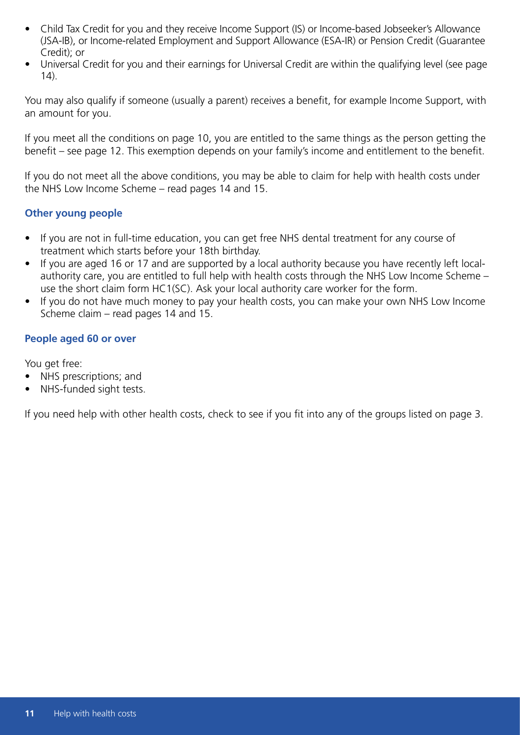- Child Tax Credit for you and they receive Income Support (IS) or Income-based Jobseeker's Allowance (JSA-IB), or Income-related Employment and Support Allowance (ESA-IR) or Pension Credit (Guarantee Credit); or
- Universal Credit for you and their earnings for Universal Credit are within the qualifying level (see page 14).

You may also qualify if someone (usually a parent) receives a benefit, for example Income Support, with an amount for you.

If you meet all the conditions on page 10, you are entitled to the same things as the person getting the benefit – see page 12. This exemption depends on your family's income and entitlement to the benefit.

If you do not meet all the above conditions, you may be able to claim for help with health costs under the NHS Low Income Scheme – read pages 14 and 15.

### Other young people

- If you are not in full-time education, you can get free NHS dental treatment for any course of treatment which starts before your 18th birthday.
- If you are aged 16 or 17 and are supported by a local authority because you have recently left local-authority care, you are entitled to full help with health costs through the NHS Low Income Scheme – use the short claim form HC1(SC). Ask your local authority care worker for the form.
- If you do not have much money to pay your health costs, you can make your own NHS Low Income Scheme claim – read pages 14 and 15.

### People aged 60 or over

You get free:

- NHS prescriptions; and
- NHS-funded sight tests.

If you need help with other health costs, check to see if you fit into any of the groups listed on page 3.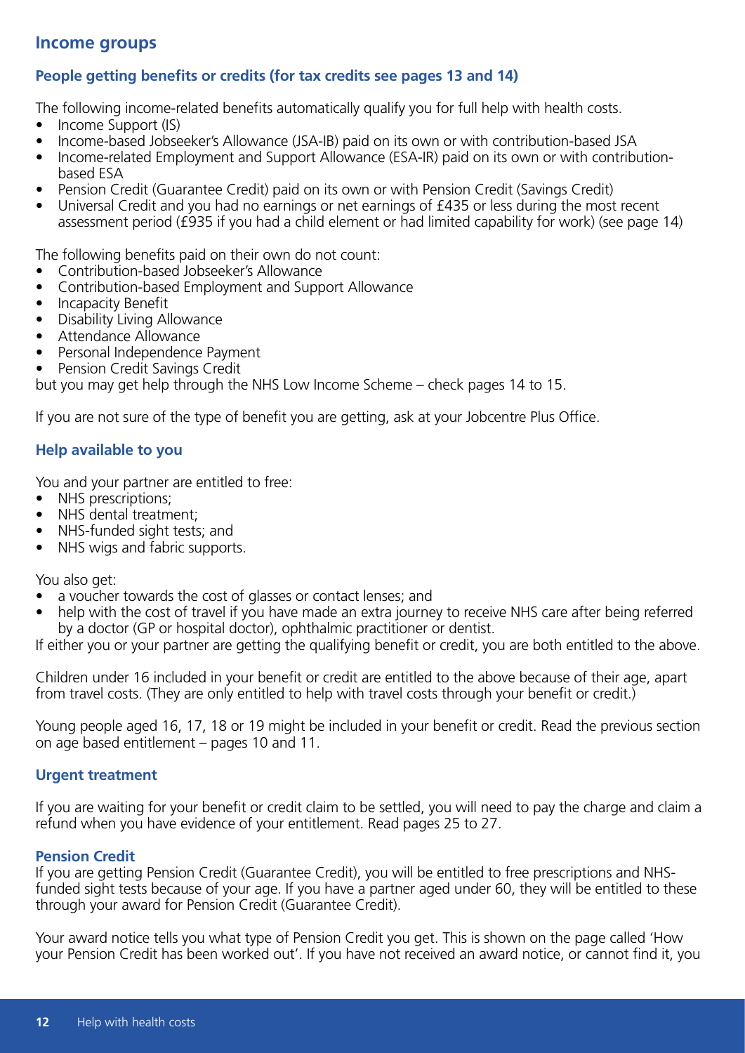## Income groups

### People getting benefits or credits (for tax credits see pages 13 and 14)

The following income-related benefits automatically qualify you for full help with health costs.

- Income Support (IS)
- Income-based Jobseeker's Allowance (JSA-IB) paid on its own or with contribution-based JSA
- Income-related Employment and Support Allowance (ESA-IR) paid on its own or with contribution-based ESA
- Pension Credit (Guarantee Credit) paid on its own or with Pension Credit (Savings Credit)
- Universal Credit and you had no earnings or net earnings of £435 or less during the most recent assessment period (£935 if you had a child element or had limited capability for work) (see page 14)

The following benefits paid on their own do not count:

- Contribution-based Jobseeker's Allowance
- Contribution-based Employment and Support Allowance
- Incapacity Benefit
- Disability Living Allowance
- Attendance Allowance
- Personal Independence Payment
- Pension Credit Savings Credit

but you may get help through the NHS Low Income Scheme – check pages 14 to 15.

If you are not sure of the type of benefit you are getting, ask at your Jobcentre Plus Office.

### Help available to you

You and your partner are entitled to free:

- NHS prescriptions;
- NHS dental treatment;
- NHS-funded sight tests; and
- NHS wigs and fabric supports.

You also get:

- a voucher towards the cost of glasses or contact lenses; and
- help with the cost of travel if you have made an extra journey to receive NHS care after being referred by a doctor (GP or hospital doctor), ophthalmic practitioner or dentist.

If either you or your partner are getting the qualifying benefit or credit, you are both entitled to the above.

Children under 16 included in your benefit or credit are entitled to the above because of their age, apart from travel costs. (They are only entitled to help with travel costs through your benefit or credit.)

Young people aged 16, 17, 18 or 19 might be included in your benefit or credit. Read the previous section on age based entitlement – pages 10 and 11.

### Urgent treatment

If you are waiting for your benefit or credit claim to be settled, you will need to pay the charge and claim a refund when you have evidence of your entitlement. Read pages 25 to 27.

### Pension Credit

If you are getting Pension Credit (Guarantee Credit), you will be entitled to free prescriptions and NHS-funded sight tests because of your age. If you have a partner aged under 60, they will be entitled to these through your award for Pension Credit (Guarantee Credit).

Your award notice tells you what type of Pension Credit you get. This is shown on the page called 'How your Pension Credit has been worked out'. If you have not received an award notice, or cannot find it, you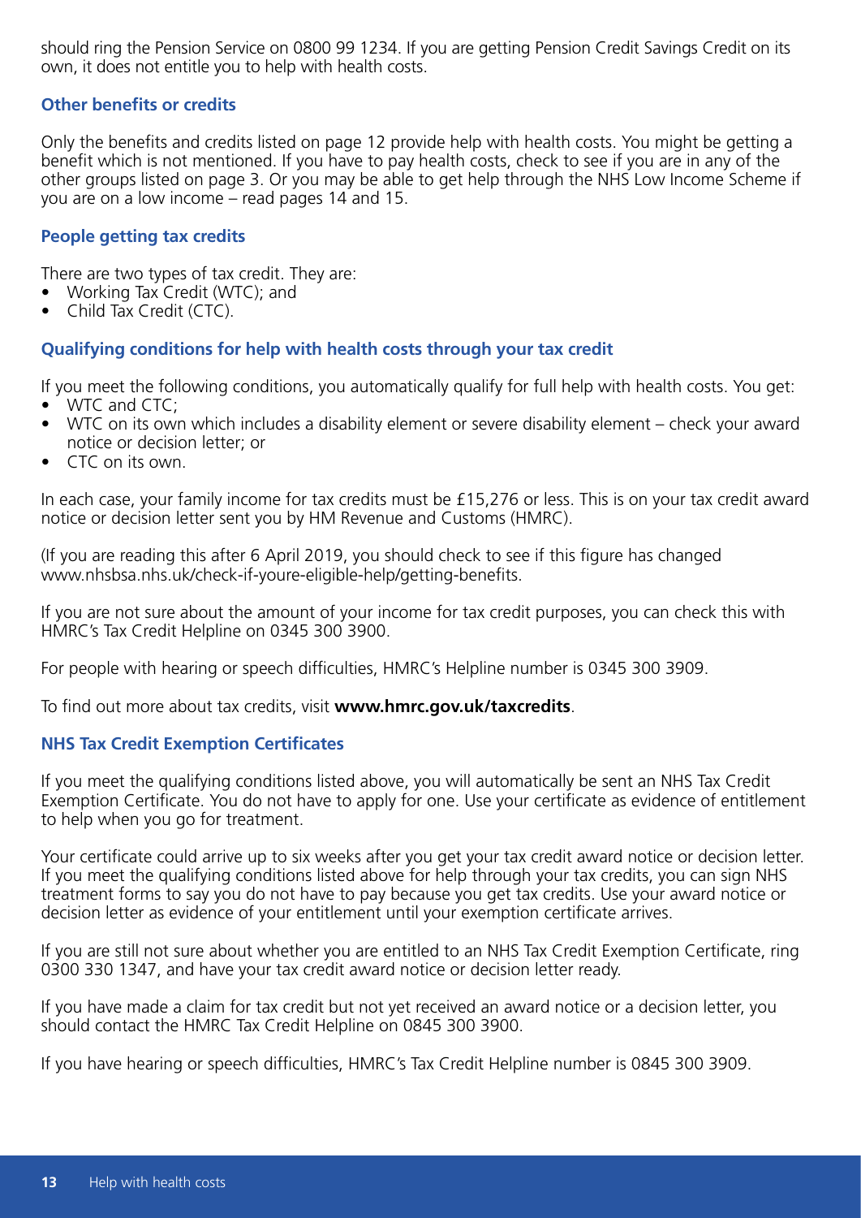should ring the Pension Service on 0800 99 1234. If you are getting Pension Credit Savings Credit on its own, it does not entitle you to help with health costs.

### Other benefits or credits

Only the benefits and credits listed on page 12 provide help with health costs. You might be getting a benefit which is not mentioned. If you have to pay health costs, check to see if you are in any of the other groups listed on page 3. Or you may be able to get help through the NHS Low Income Scheme if you are on a low income – read pages 14 and 15.

### People getting tax credits

There are two types of tax credit. They are:

- Working Tax Credit (WTC); and
- Child Tax Credit (CTC).

### Qualifying conditions for help with health costs through your tax credit

If you meet the following conditions, you automatically qualify for full help with health costs. You get:

- WTC and CTC;
- WTC on its own which includes a disability element or severe disability element – check your award notice or decision letter; or
- CTC on its own.

In each case, your family income for tax credits must be £15,276 or less. This is on your tax credit award notice or decision letter sent you by HM Revenue and Customs (HMRC).

(If you are reading this after 6 April 2019, you should check to see if this figure has changed www.nhsbsa.nhs.uk/check-if-youre-eligible-help/getting-benefits.

If you are not sure about the amount of your income for tax credit purposes, you can check this with HMRC's Tax Credit Helpline on 0345 300 3900.

For people with hearing or speech difficulties, HMRC's Helpline number is 0345 300 3909.

To find out more about tax credits, visit **www.hmrc.gov.uk/taxcredits**.

### NHS Tax Credit Exemption Certificates

If you meet the qualifying conditions listed above, you will automatically be sent an NHS Tax Credit Exemption Certificate. You do not have to apply for one. Use your certificate as evidence of entitlement to help when you go for treatment.

Your certificate could arrive up to six weeks after you get your tax credit award notice or decision letter. If you meet the qualifying conditions listed above for help through your tax credits, you can sign NHS treatment forms to say you do not have to pay because you get tax credits. Use your award notice or decision letter as evidence of your entitlement until your exemption certificate arrives.

If you are still not sure about whether you are entitled to an NHS Tax Credit Exemption Certificate, ring 0300 330 1347, and have your tax credit award notice or decision letter ready.

If you have made a claim for tax credit but not yet received an award notice or a decision letter, you should contact the HMRC Tax Credit Helpline on 0845 300 3900.

If you have hearing or speech difficulties, HMRC's Tax Credit Helpline number is 0845 300 3909.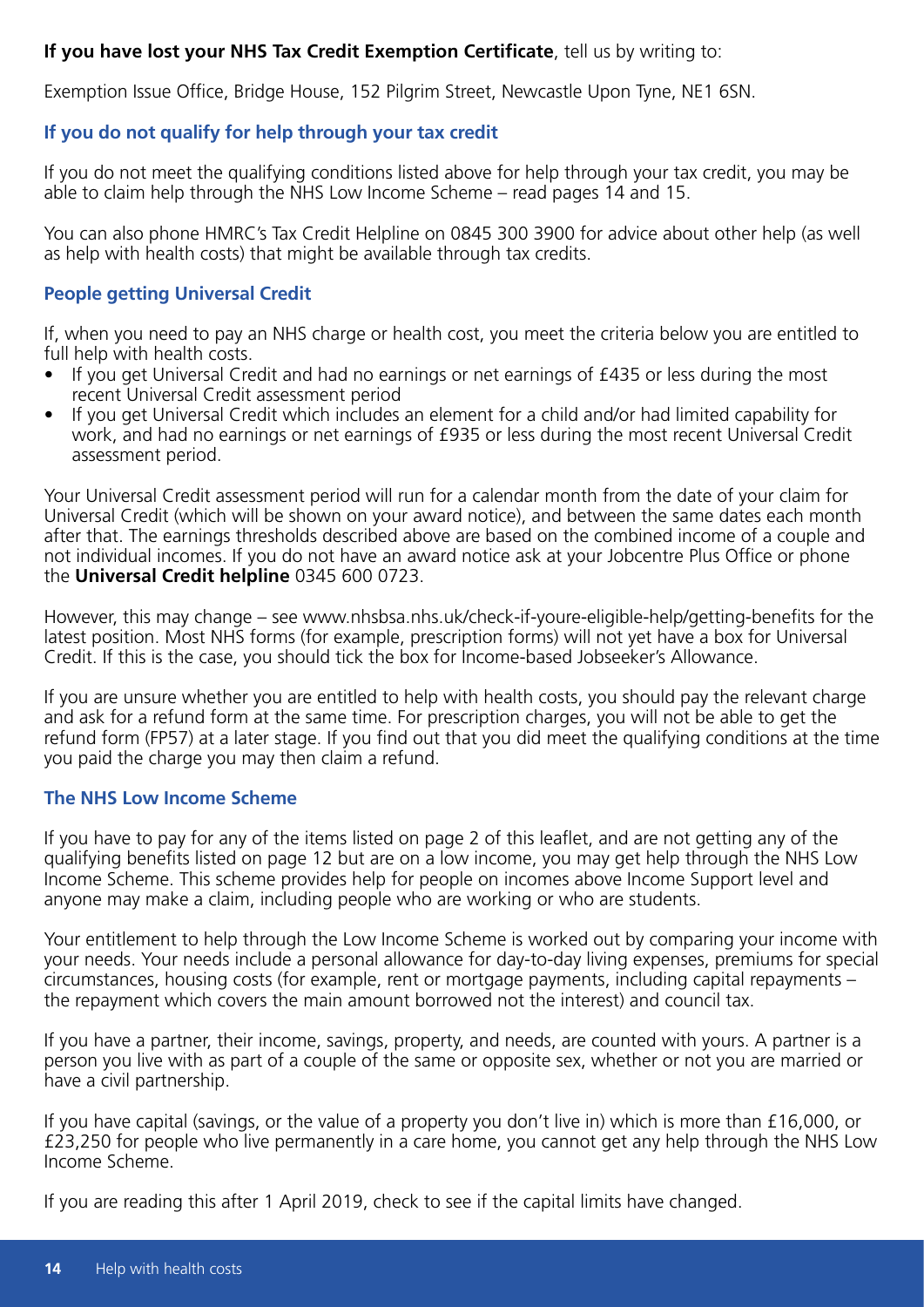**If you have lost your NHS Tax Credit Exemption Certificate**, tell us by writing to:

Exemption Issue Office, Bridge House, 152 Pilgrim Street, Newcastle Upon Tyne, NE1 6SN.

### If you do not qualify for help through your tax credit

If you do not meet the qualifying conditions listed above for help through your tax credit, you may be able to claim help through the NHS Low Income Scheme – read pages 14 and 15.

You can also phone HMRC's Tax Credit Helpline on 0845 300 3900 for advice about other help (as well as help with health costs) that might be available through tax credits.

### People getting Universal Credit

If, when you need to pay an NHS charge or health cost, you meet the criteria below you are entitled to full help with health costs.

- If you get Universal Credit and had no earnings or net earnings of £435 or less during the most recent Universal Credit assessment period
- If you get Universal Credit which includes an element for a child and/or had limited capability for work, and had no earnings or net earnings of £935 or less during the most recent Universal Credit assessment period.

Your Universal Credit assessment period will run for a calendar month from the date of your claim for Universal Credit (which will be shown on your award notice), and between the same dates each month after that. The earnings thresholds described above are based on the combined income of a couple and not individual incomes. If you do not have an award notice ask at your Jobcentre Plus Office or phone the **Universal Credit helpline** 0345 600 0723.

However, this may change – see www.nhsbsa.nhs.uk/check-if-youre-eligible-help/getting-benefits for the latest position. Most NHS forms (for example, prescription forms) will not yet have a box for Universal Credit. If this is the case, you should tick the box for Income-based Jobseeker's Allowance.

If you are unsure whether you are entitled to help with health costs, you should pay the relevant charge and ask for a refund form at the same time. For prescription charges, you will not be able to get the refund form (FP57) at a later stage. If you find out that you did meet the qualifying conditions at the time you paid the charge you may then claim a refund.

### The NHS Low Income Scheme

If you have to pay for any of the items listed on page 2 of this leaflet, and are not getting any of the qualifying benefits listed on page 12 but are on a low income, you may get help through the NHS Low Income Scheme. This scheme provides help for people on incomes above Income Support level and anyone may make a claim, including people who are working or who are students.

Your entitlement to help through the Low Income Scheme is worked out by comparing your income with your needs. Your needs include a personal allowance for day-to-day living expenses, premiums for special circumstances, housing costs (for example, rent or mortgage payments, including capital repayments – the repayment which covers the main amount borrowed not the interest) and council tax.

If you have a partner, their income, savings, property, and needs, are counted with yours. A partner is a person you live with as part of a couple of the same or opposite sex, whether or not you are married or have a civil partnership.

If you have capital (savings, or the value of a property you don't live in) which is more than £16,000, or £23,250 for people who live permanently in a care home, you cannot get any help through the NHS Low Income Scheme.

If you are reading this after 1 April 2019, check to see if the capital limits have changed.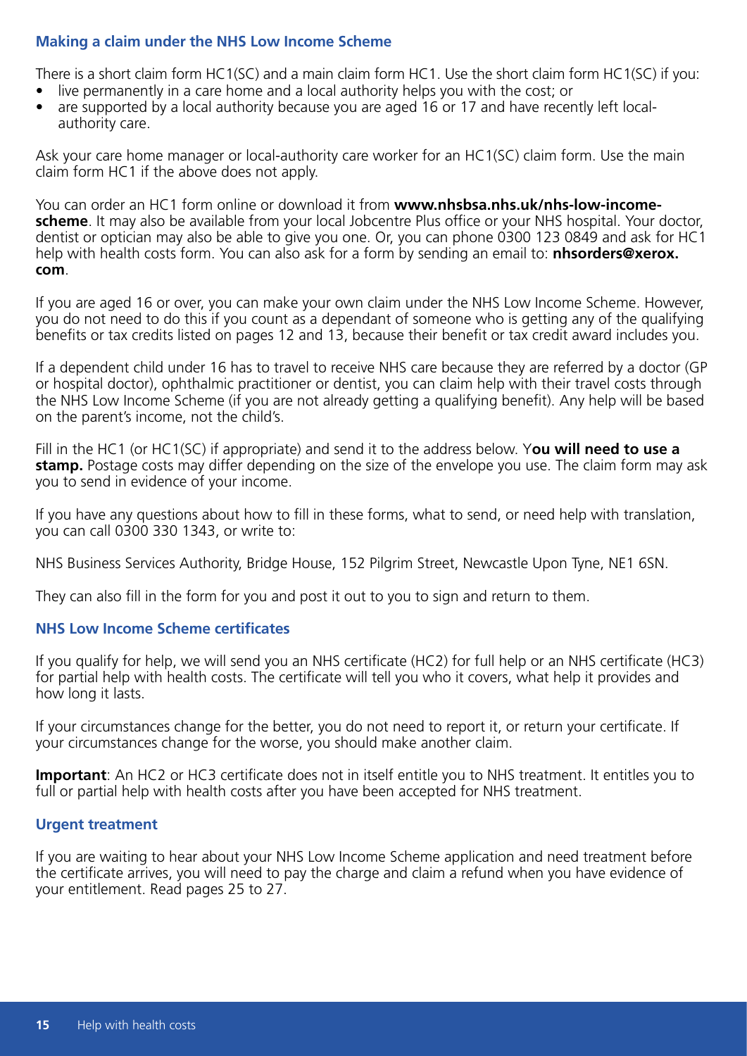## Making a claim under the NHS Low Income Scheme

There is a short claim form HC1(SC) and a main claim form HC1. Use the short claim form HC1(SC) if you:

- live permanently in a care home and a local authority helps you with the cost; or
- are supported by a local authority because you are aged 16 or 17 and have recently left local-authority care.

Ask your care home manager or local-authority care worker for an HC1(SC) claim form. Use the main claim form HC1 if the above does not apply.

You can order an HC1 form online or download it from **www.nhsbsa.nhs.uk/nhs-low-income-scheme**. It may also be available from your local Jobcentre Plus office or your NHS hospital. Your doctor, dentist or optician may also be able to give you one. Or, you can phone 0300 123 0849 and ask for HC1 help with health costs form. You can also ask for a form by sending an email to: **nhsorders@xerox.com**.

If you are aged 16 or over, you can make your own claim under the NHS Low Income Scheme. However, you do not need to do this if you count as a dependant of someone who is getting any of the qualifying benefits or tax credits listed on pages 12 and 13, because their benefit or tax credit award includes you.

If a dependent child under 16 has to travel to receive NHS care because they are referred by a doctor (GP or hospital doctor), ophthalmic practitioner or dentist, you can claim help with their travel costs through the NHS Low Income Scheme (if you are not already getting a qualifying benefit). Any help will be based on the parent's income, not the child's.

Fill in the HC1 (or HC1(SC) if appropriate) and send it to the address below. Y**ou will need to use a stamp.** Postage costs may differ depending on the size of the envelope you use. The claim form may ask you to send in evidence of your income.

If you have any questions about how to fill in these forms, what to send, or need help with translation, you can call 0300 330 1343, or write to:

NHS Business Services Authority, Bridge House, 152 Pilgrim Street, Newcastle Upon Tyne, NE1 6SN.

They can also fill in the form for you and post it out to you to sign and return to them.

## NHS Low Income Scheme certificates

If you qualify for help, we will send you an NHS certificate (HC2) for full help or an NHS certificate (HC3) for partial help with health costs. The certificate will tell you who it covers, what help it provides and how long it lasts.

If your circumstances change for the better, you do not need to report it, or return your certificate. If your circumstances change for the worse, you should make another claim.

**Important**: An HC2 or HC3 certificate does not in itself entitle you to NHS treatment. It entitles you to full or partial help with health costs after you have been accepted for NHS treatment.

## Urgent treatment

If you are waiting to hear about your NHS Low Income Scheme application and need treatment before the certificate arrives, you will need to pay the charge and claim a refund when you have evidence of your entitlement. Read pages 25 to 27.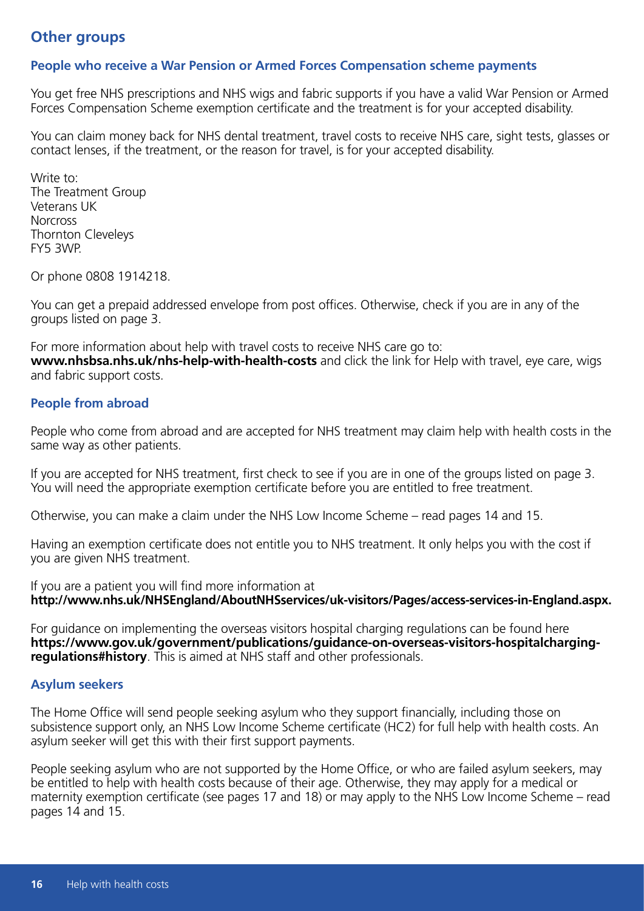## Other groups

### People who receive a War Pension or Armed Forces Compensation scheme payments

You get free NHS prescriptions and NHS wigs and fabric supports if you have a valid War Pension or Armed Forces Compensation Scheme exemption certificate and the treatment is for your accepted disability.

You can claim money back for NHS dental treatment, travel costs to receive NHS care, sight tests, glasses or contact lenses, if the treatment, or the reason for travel, is for your accepted disability.

Write to:
The Treatment Group
Veterans UK
Norcross
Thornton Cleveleys
FY5 3WP.

Or phone 0808 1914218.

You can get a prepaid addressed envelope from post offices. Otherwise, check if you are in any of the groups listed on page 3.

For more information about help with travel costs to receive NHS care go to:
**www.nhsbsa.nhs.uk/nhs-help-with-health-costs** and click the link for Help with travel, eye care, wigs and fabric support costs.

### People from abroad

People who come from abroad and are accepted for NHS treatment may claim help with health costs in the same way as other patients.

If you are accepted for NHS treatment, first check to see if you are in one of the groups listed on page 3. You will need the appropriate exemption certificate before you are entitled to free treatment.

Otherwise, you can make a claim under the NHS Low Income Scheme – read pages 14 and 15.

Having an exemption certificate does not entitle you to NHS treatment. It only helps you with the cost if you are given NHS treatment.

If you are a patient you will find more information at
**http://www.nhs.uk/NHSEngland/AboutNHSservices/uk-visitors/Pages/access-services-in-England.aspx.**

For guidance on implementing the overseas visitors hospital charging regulations can be found here **https://www.gov.uk/government/publications/guidance-on-overseas-visitors-hospitalcharging-regulations#history**. This is aimed at NHS staff and other professionals.

### Asylum seekers

The Home Office will send people seeking asylum who they support financially, including those on subsistence support only, an NHS Low Income Scheme certificate (HC2) for full help with health costs. An asylum seeker will get this with their first support payments.

People seeking asylum who are not supported by the Home Office, or who are failed asylum seekers, may be entitled to help with health costs because of their age. Otherwise, they may apply for a medical or maternity exemption certificate (see pages 17 and 18) or may apply to the NHS Low Income Scheme – read pages 14 and 15.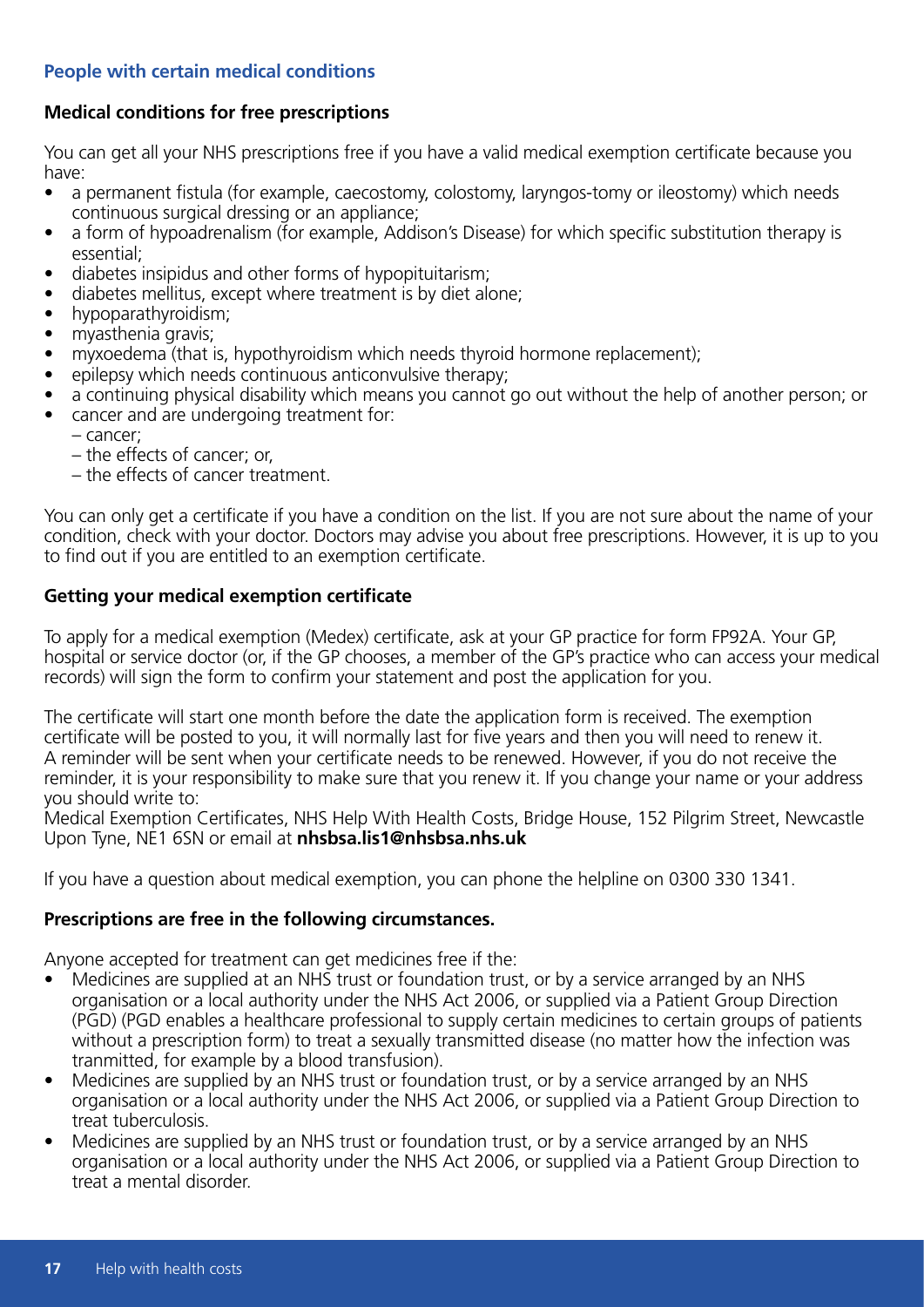## People with certain medical conditions

### Medical conditions for free prescriptions

You can get all your NHS prescriptions free if you have a valid medical exemption certificate because you have:

- a permanent fistula (for example, caecostomy, colostomy, laryngos-tomy or ileostomy) which needs continuous surgical dressing or an appliance;
- a form of hypoadrenalism (for example, Addison's Disease) for which specific substitution therapy is essential;
- diabetes insipidus and other forms of hypopituitarism;
- diabetes mellitus, except where treatment is by diet alone;
- hypoparathyroidism;
- myasthenia gravis;
- myxoedema (that is, hypothyroidism which needs thyroid hormone replacement);
- epilepsy which needs continuous anticonvulsive therapy;
- a continuing physical disability which means you cannot go out without the help of another person; or
- cancer and are undergoing treatment for:
  - cancer;
  - the effects of cancer; or,
  - the effects of cancer treatment.

You can only get a certificate if you have a condition on the list. If you are not sure about the name of your condition, check with your doctor. Doctors may advise you about free prescriptions. However, it is up to you to find out if you are entitled to an exemption certificate.

### Getting your medical exemption certificate

To apply for a medical exemption (Medex) certificate, ask at your GP practice for form FP92A. Your GP, hospital or service doctor (or, if the GP chooses, a member of the GP's practice who can access your medical records) will sign the form to confirm your statement and post the application for you.

The certificate will start one month before the date the application form is received. The exemption certificate will be posted to you, it will normally last for five years and then you will need to renew it. A reminder will be sent when your certificate needs to be renewed. However, if you do not receive the reminder, it is your responsibility to make sure that you renew it. If you change your name or your address you should write to:
Medical Exemption Certificates, NHS Help With Health Costs, Bridge House, 152 Pilgrim Street, Newcastle Upon Tyne, NE1 6SN or email at **nhsbsa.lis1@nhsbsa.nhs.uk**

If you have a question about medical exemption, you can phone the helpline on 0300 330 1341.

### Prescriptions are free in the following circumstances.

Anyone accepted for treatment can get medicines free if the:

- Medicines are supplied at an NHS trust or foundation trust, or by a service arranged by an NHS organisation or a local authority under the NHS Act 2006, or supplied via a Patient Group Direction (PGD) (PGD enables a healthcare professional to supply certain medicines to certain groups of patients without a prescription form) to treat a sexually transmitted disease (no matter how the infection was tranmitted, for example by a blood transfusion).
- Medicines are supplied by an NHS trust or foundation trust, or by a service arranged by an NHS organisation or a local authority under the NHS Act 2006, or supplied via a Patient Group Direction to treat tuberculosis.
- Medicines are supplied by an NHS trust or foundation trust, or by a service arranged by an NHS organisation or a local authority under the NHS Act 2006, or supplied via a Patient Group Direction to treat a mental disorder.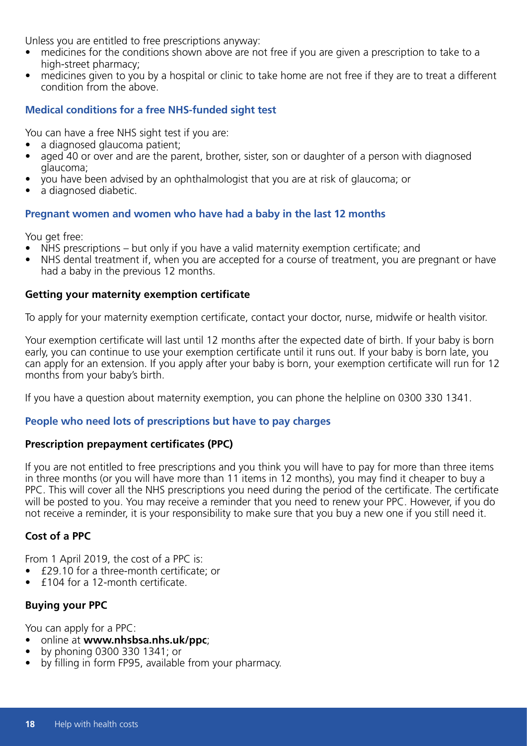Unless you are entitled to free prescriptions anyway:

- medicines for the conditions shown above are not free if you are given a prescription to take to a high-street pharmacy;
- medicines given to you by a hospital or clinic to take home are not free if they are to treat a different condition from the above.

## Medical conditions for a free NHS-funded sight test

You can have a free NHS sight test if you are:

- a diagnosed glaucoma patient;
- aged 40 or over and are the parent, brother, sister, son or daughter of a person with diagnosed glaucoma;
- you have been advised by an ophthalmologist that you are at risk of glaucoma; or
- a diagnosed diabetic.

## Pregnant women and women who have had a baby in the last 12 months

You get free:

- NHS prescriptions – but only if you have a valid maternity exemption certificate; and
- NHS dental treatment if, when you are accepted for a course of treatment, you are pregnant or have had a baby in the previous 12 months.

### Getting your maternity exemption certificate

To apply for your maternity exemption certificate, contact your doctor, nurse, midwife or health visitor.

Your exemption certificate will last until 12 months after the expected date of birth. If your baby is born early, you can continue to use your exemption certificate until it runs out. If your baby is born late, you can apply for an extension. If you apply after your baby is born, your exemption certificate will run for 12 months from your baby's birth.

If you have a question about maternity exemption, you can phone the helpline on 0300 330 1341.

## People who need lots of prescriptions but have to pay charges

### Prescription prepayment certificates (PPC)

If you are not entitled to free prescriptions and you think you will have to pay for more than three items in three months (or you will have more than 11 items in 12 months), you may find it cheaper to buy a PPC. This will cover all the NHS prescriptions you need during the period of the certificate. The certificate will be posted to you. You may receive a reminder that you need to renew your PPC. However, if you do not receive a reminder, it is your responsibility to make sure that you buy a new one if you still need it.

### Cost of a PPC

From 1 April 2019, the cost of a PPC is:

- £29.10 for a three-month certificate; or
- £104 for a 12-month certificate.

### Buying your PPC

You can apply for a PPC:

- online at **www.nhsbsa.nhs.uk/ppc**;
- by phoning 0300 330 1341; or
- by filling in form FP95, available from your pharmacy.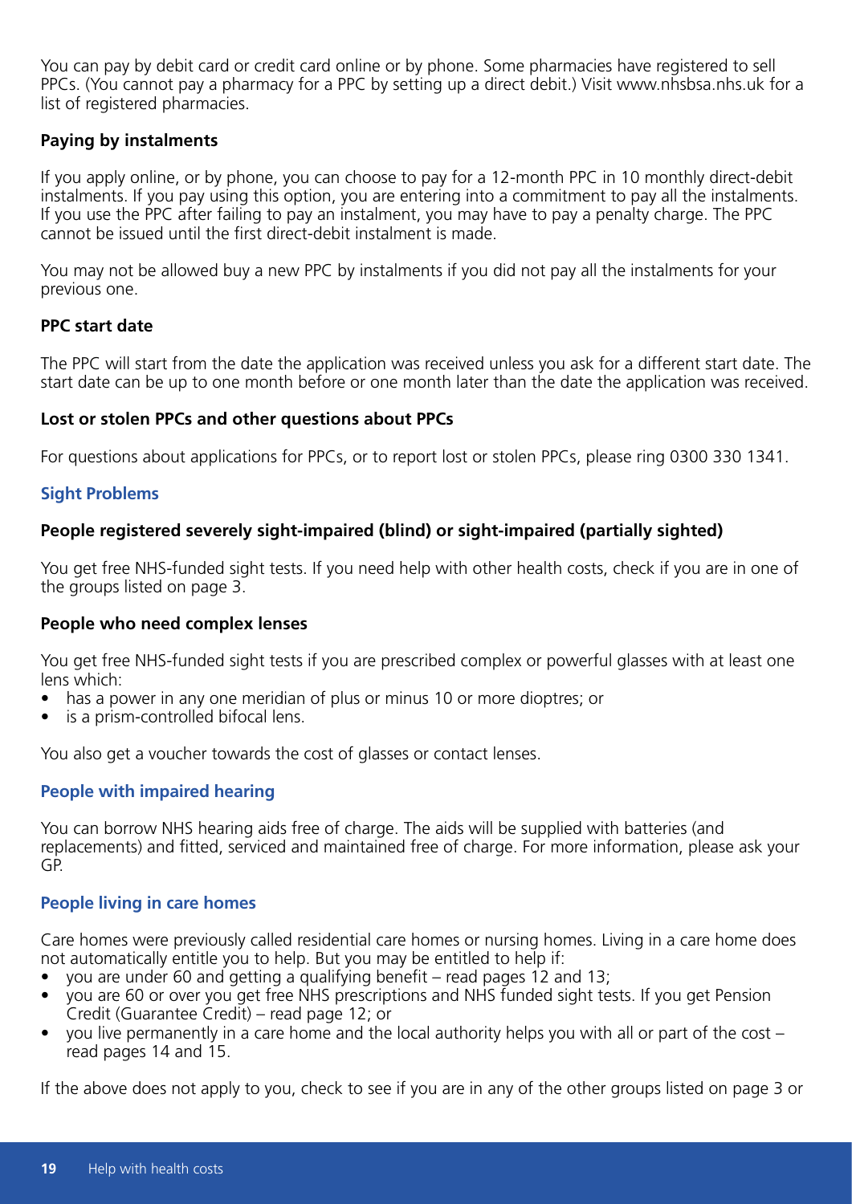You can pay by debit card or credit card online or by phone. Some pharmacies have registered to sell PPCs. (You cannot pay a pharmacy for a PPC by setting up a direct debit.) Visit www.nhsbsa.nhs.uk for a list of registered pharmacies.

**Paying by instalments**

If you apply online, or by phone, you can choose to pay for a 12-month PPC in 10 monthly direct-debit instalments. If you pay using this option, you are entering into a commitment to pay all the instalments. If you use the PPC after failing to pay an instalment, you may have to pay a penalty charge. The PPC cannot be issued until the first direct-debit instalment is made.

You may not be allowed buy a new PPC by instalments if you did not pay all the instalments for your previous one.

**PPC start date**

The PPC will start from the date the application was received unless you ask for a different start date. The start date can be up to one month before or one month later than the date the application was received.

**Lost or stolen PPCs and other questions about PPCs**

For questions about applications for PPCs, or to report lost or stolen PPCs, please ring 0300 330 1341.

## Sight Problems

**People registered severely sight-impaired (blind) or sight-impaired (partially sighted)**

You get free NHS-funded sight tests. If you need help with other health costs, check if you are in one of the groups listed on page 3.

**People who need complex lenses**

You get free NHS-funded sight tests if you are prescribed complex or powerful glasses with at least one lens which:

- has a power in any one meridian of plus or minus 10 or more dioptres; or
- is a prism-controlled bifocal lens.

You also get a voucher towards the cost of glasses or contact lenses.

## People with impaired hearing

You can borrow NHS hearing aids free of charge. The aids will be supplied with batteries (and replacements) and fitted, serviced and maintained free of charge. For more information, please ask your GP.

## People living in care homes

Care homes were previously called residential care homes or nursing homes. Living in a care home does not automatically entitle you to help. But you may be entitled to help if:

- you are under 60 and getting a qualifying benefit – read pages 12 and 13;
- you are 60 or over you get free NHS prescriptions and NHS funded sight tests. If you get Pension Credit (Guarantee Credit) – read page 12; or
- you live permanently in a care home and the local authority helps you with all or part of the cost – read pages 14 and 15.

If the above does not apply to you, check to see if you are in any of the other groups listed on page 3 or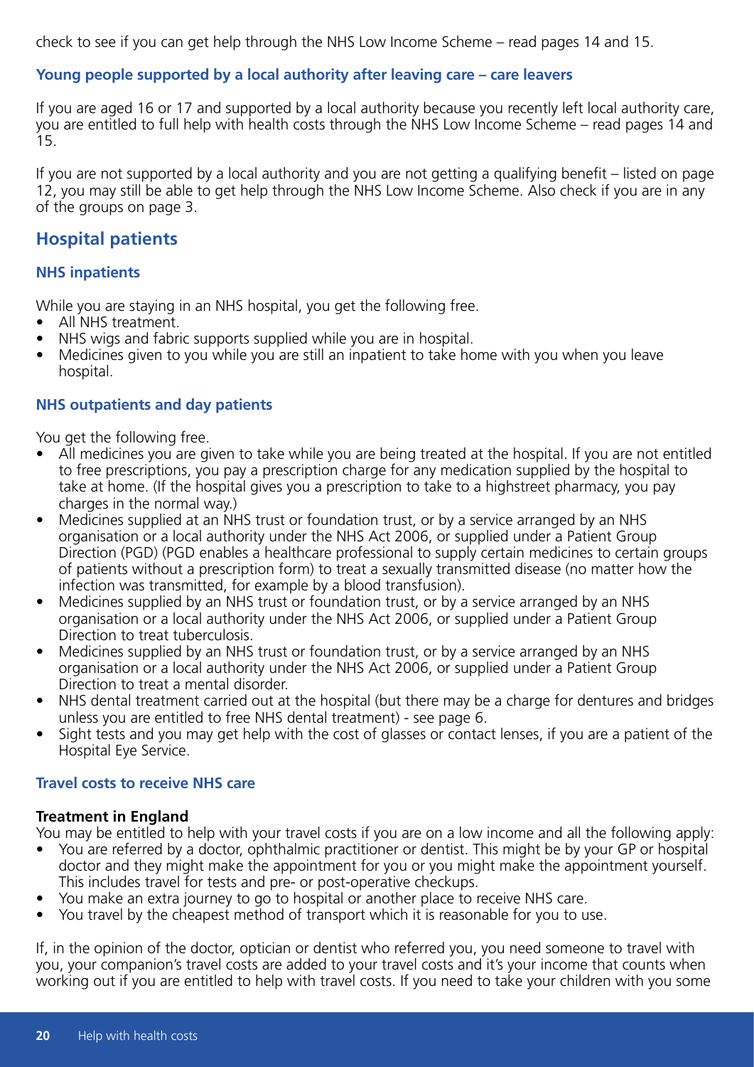check to see if you can get help through the NHS Low Income Scheme – read pages 14 and 15.

### Young people supported by a local authority after leaving care – care leavers

If you are aged 16 or 17 and supported by a local authority because you recently left local authority care, you are entitled to full help with health costs through the NHS Low Income Scheme – read pages 14 and 15.

If you are not supported by a local authority and you are not getting a qualifying benefit – listed on page 12, you may still be able to get help through the NHS Low Income Scheme. Also check if you are in any of the groups on page 3.

## Hospital patients

### NHS inpatients

While you are staying in an NHS hospital, you get the following free.

- All NHS treatment.
- NHS wigs and fabric supports supplied while you are in hospital.
- Medicines given to you while you are still an inpatient to take home with you when you leave hospital.

### NHS outpatients and day patients

You get the following free.

- All medicines you are given to take while you are being treated at the hospital. If you are not entitled to free prescriptions, you pay a prescription charge for any medication supplied by the hospital to take at home. (If the hospital gives you a prescription to take to a highstreet pharmacy, you pay charges in the normal way.)
- Medicines supplied at an NHS trust or foundation trust, or by a service arranged by an NHS organisation or a local authority under the NHS Act 2006, or supplied under a Patient Group Direction (PGD) (PGD enables a healthcare professional to supply certain medicines to certain groups of patients without a prescription form) to treat a sexually transmitted disease (no matter how the infection was transmitted, for example by a blood transfusion).
- Medicines supplied by an NHS trust or foundation trust, or by a service arranged by an NHS organisation or a local authority under the NHS Act 2006, or supplied under a Patient Group Direction to treat tuberculosis.
- Medicines supplied by an NHS trust or foundation trust, or by a service arranged by an NHS organisation or a local authority under the NHS Act 2006, or supplied under a Patient Group Direction to treat a mental disorder.
- NHS dental treatment carried out at the hospital (but there may be a charge for dentures and bridges unless you are entitled to free NHS dental treatment) - see page 6.
- Sight tests and you may get help with the cost of glasses or contact lenses, if you are a patient of the Hospital Eye Service.

### Travel costs to receive NHS care

**Treatment in England**

You may be entitled to help with your travel costs if you are on a low income and all the following apply:

- You are referred by a doctor, ophthalmic practitioner or dentist. This might be by your GP or hospital doctor and they might make the appointment for you or you might make the appointment yourself. This includes travel for tests and pre- or post-operative checkups.
- You make an extra journey to go to hospital or another place to receive NHS care.
- You travel by the cheapest method of transport which it is reasonable for you to use.

If, in the opinion of the doctor, optician or dentist who referred you, you need someone to travel with you, your companion's travel costs are added to your travel costs and it's your income that counts when working out if you are entitled to help with travel costs. If you need to take your children with you some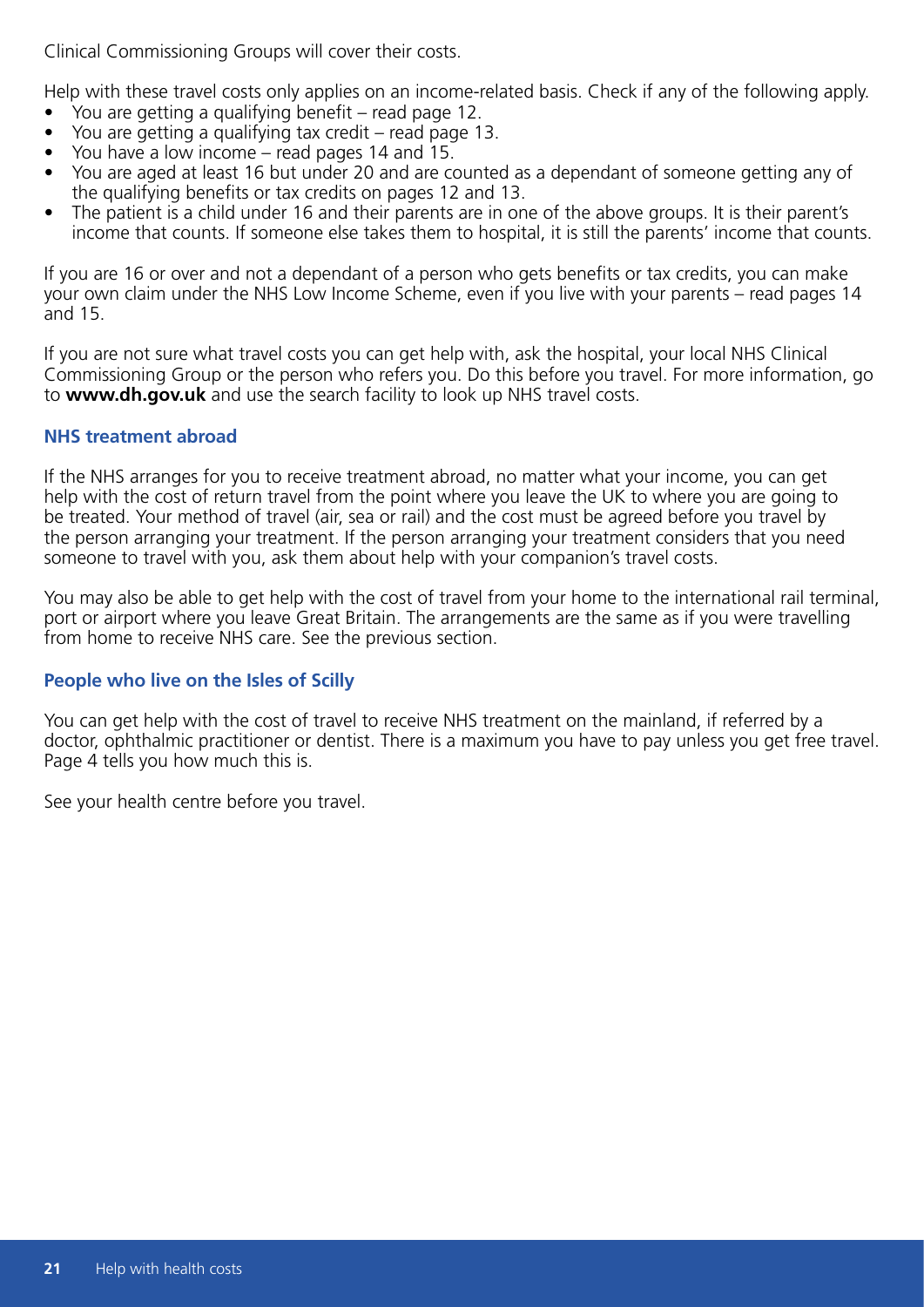Clinical Commissioning Groups will cover their costs.

Help with these travel costs only applies on an income-related basis. Check if any of the following apply.

- You are getting a qualifying benefit – read page 12.
- You are getting a qualifying tax credit – read page 13.
- You have a low income – read pages 14 and 15.
- You are aged at least 16 but under 20 and are counted as a dependant of someone getting any of the qualifying benefits or tax credits on pages 12 and 13.
- The patient is a child under 16 and their parents are in one of the above groups. It is their parent's income that counts. If someone else takes them to hospital, it is still the parents' income that counts.

If you are 16 or over and not a dependant of a person who gets benefits or tax credits, you can make your own claim under the NHS Low Income Scheme, even if you live with your parents – read pages 14 and 15.

If you are not sure what travel costs you can get help with, ask the hospital, your local NHS Clinical Commissioning Group or the person who refers you. Do this before you travel. For more information, go to **www.dh.gov.uk** and use the search facility to look up NHS travel costs.

### NHS treatment abroad

If the NHS arranges for you to receive treatment abroad, no matter what your income, you can get help with the cost of return travel from the point where you leave the UK to where you are going to be treated. Your method of travel (air, sea or rail) and the cost must be agreed before you travel by the person arranging your treatment. If the person arranging your treatment considers that you need someone to travel with you, ask them about help with your companion's travel costs.

You may also be able to get help with the cost of travel from your home to the international rail terminal, port or airport where you leave Great Britain. The arrangements are the same as if you were travelling from home to receive NHS care. See the previous section.

### People who live on the Isles of Scilly

You can get help with the cost of travel to receive NHS treatment on the mainland, if referred by a doctor, ophthalmic practitioner or dentist. There is a maximum you have to pay unless you get free travel. Page 4 tells you how much this is.

See your health centre before you travel.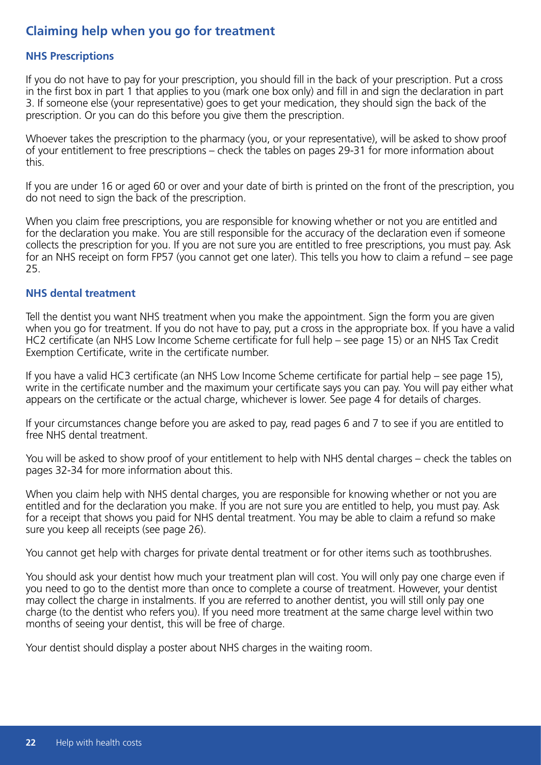## Claiming help when you go for treatment

### NHS Prescriptions

If you do not have to pay for your prescription, you should fill in the back of your prescription. Put a cross in the first box in part 1 that applies to you (mark one box only) and fill in and sign the declaration in part 3. If someone else (your representative) goes to get your medication, they should sign the back of the prescription. Or you can do this before you give them the prescription.

Whoever takes the prescription to the pharmacy (you, or your representative), will be asked to show proof of your entitlement to free prescriptions – check the tables on pages 29-31 for more information about this.

If you are under 16 or aged 60 or over and your date of birth is printed on the front of the prescription, you do not need to sign the back of the prescription.

When you claim free prescriptions, you are responsible for knowing whether or not you are entitled and for the declaration you make. You are still responsible for the accuracy of the declaration even if someone collects the prescription for you. If you are not sure you are entitled to free prescriptions, you must pay. Ask for an NHS receipt on form FP57 (you cannot get one later). This tells you how to claim a refund – see page 25.

### NHS dental treatment

Tell the dentist you want NHS treatment when you make the appointment. Sign the form you are given when you go for treatment. If you do not have to pay, put a cross in the appropriate box. If you have a valid HC2 certificate (an NHS Low Income Scheme certificate for full help – see page 15) or an NHS Tax Credit Exemption Certificate, write in the certificate number.

If you have a valid HC3 certificate (an NHS Low Income Scheme certificate for partial help – see page 15), write in the certificate number and the maximum your certificate says you can pay. You will pay either what appears on the certificate or the actual charge, whichever is lower. See page 4 for details of charges.

If your circumstances change before you are asked to pay, read pages 6 and 7 to see if you are entitled to free NHS dental treatment.

You will be asked to show proof of your entitlement to help with NHS dental charges – check the tables on pages 32-34 for more information about this.

When you claim help with NHS dental charges, you are responsible for knowing whether or not you are entitled and for the declaration you make. If you are not sure you are entitled to help, you must pay. Ask for a receipt that shows you paid for NHS dental treatment. You may be able to claim a refund so make sure you keep all receipts (see page 26).

You cannot get help with charges for private dental treatment or for other items such as toothbrushes.

You should ask your dentist how much your treatment plan will cost. You will only pay one charge even if you need to go to the dentist more than once to complete a course of treatment. However, your dentist may collect the charge in instalments. If you are referred to another dentist, you will still only pay one charge (to the dentist who refers you). If you need more treatment at the same charge level within two months of seeing your dentist, this will be free of charge.

Your dentist should display a poster about NHS charges in the waiting room.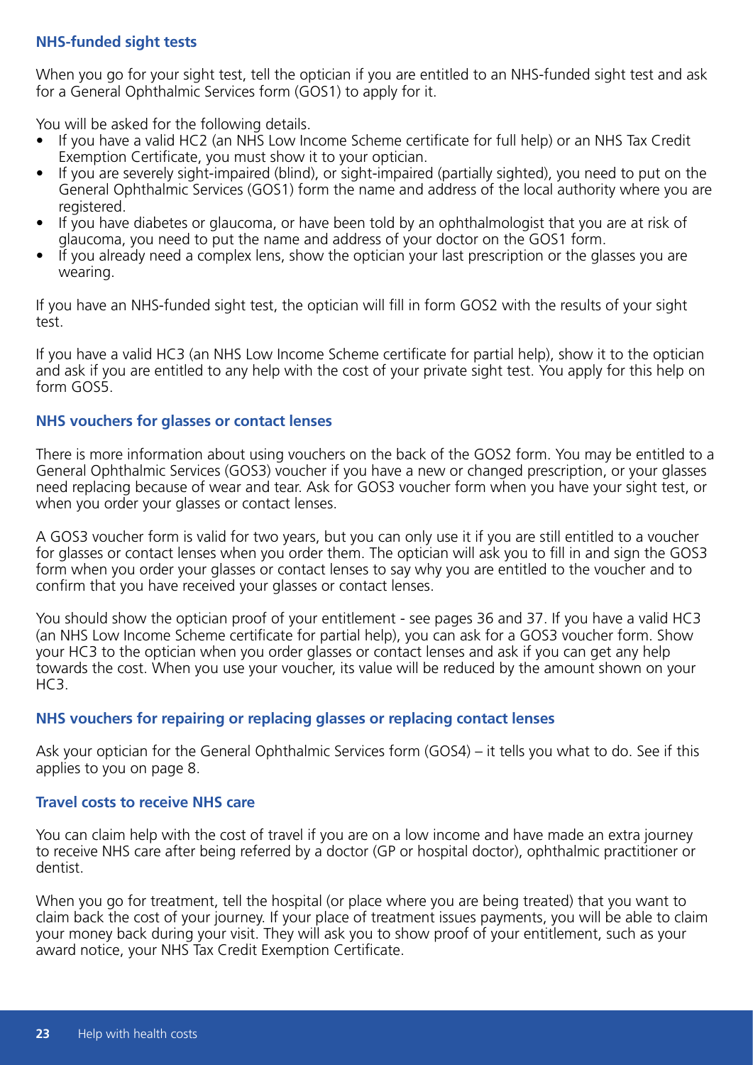## NHS-funded sight tests

When you go for your sight test, tell the optician if you are entitled to an NHS-funded sight test and ask for a General Ophthalmic Services form (GOS1) to apply for it.

You will be asked for the following details.

- If you have a valid HC2 (an NHS Low Income Scheme certificate for full help) or an NHS Tax Credit Exemption Certificate, you must show it to your optician.
- If you are severely sight-impaired (blind), or sight-impaired (partially sighted), you need to put on the General Ophthalmic Services (GOS1) form the name and address of the local authority where you are registered.
- If you have diabetes or glaucoma, or have been told by an ophthalmologist that you are at risk of glaucoma, you need to put the name and address of your doctor on the GOS1 form.
- If you already need a complex lens, show the optician your last prescription or the glasses you are wearing.

If you have an NHS-funded sight test, the optician will fill in form GOS2 with the results of your sight test.

If you have a valid HC3 (an NHS Low Income Scheme certificate for partial help), show it to the optician and ask if you are entitled to any help with the cost of your private sight test. You apply for this help on form GOS5.

## NHS vouchers for glasses or contact lenses

There is more information about using vouchers on the back of the GOS2 form. You may be entitled to a General Ophthalmic Services (GOS3) voucher if you have a new or changed prescription, or your glasses need replacing because of wear and tear. Ask for GOS3 voucher form when you have your sight test, or when you order your glasses or contact lenses.

A GOS3 voucher form is valid for two years, but you can only use it if you are still entitled to a voucher for glasses or contact lenses when you order them. The optician will ask you to fill in and sign the GOS3 form when you order your glasses or contact lenses to say why you are entitled to the voucher and to confirm that you have received your glasses or contact lenses.

You should show the optician proof of your entitlement - see pages 36 and 37. If you have a valid HC3 (an NHS Low Income Scheme certificate for partial help), you can ask for a GOS3 voucher form. Show your HC3 to the optician when you order glasses or contact lenses and ask if you can get any help towards the cost. When you use your voucher, its value will be reduced by the amount shown on your HC3.

## NHS vouchers for repairing or replacing glasses or replacing contact lenses

Ask your optician for the General Ophthalmic Services form (GOS4) – it tells you what to do. See if this applies to you on page 8.

## Travel costs to receive NHS care

You can claim help with the cost of travel if you are on a low income and have made an extra journey to receive NHS care after being referred by a doctor (GP or hospital doctor), ophthalmic practitioner or dentist.

When you go for treatment, tell the hospital (or place where you are being treated) that you want to claim back the cost of your journey. If your place of treatment issues payments, you will be able to claim your money back during your visit. They will ask you to show proof of your entitlement, such as your award notice, your NHS Tax Credit Exemption Certificate.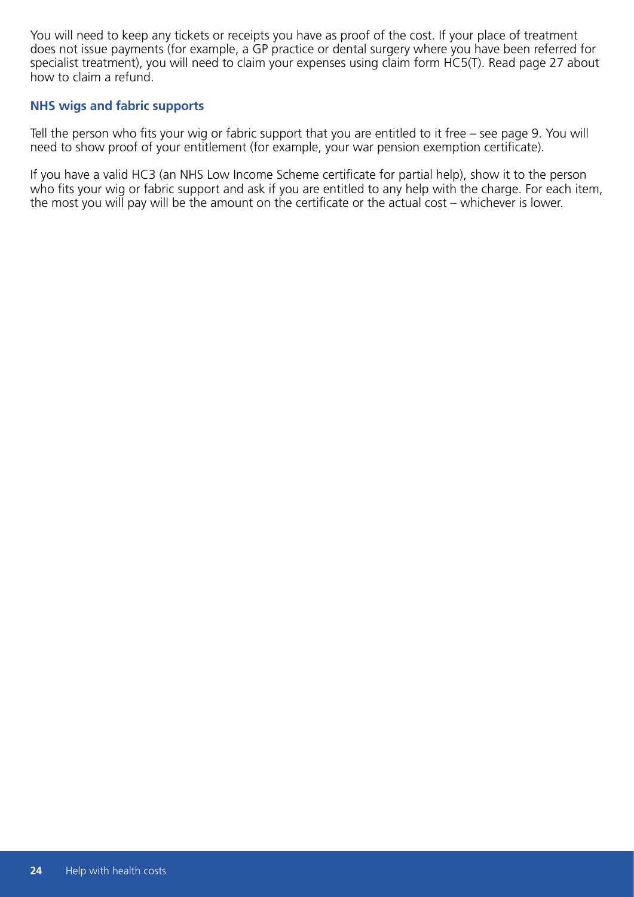You will need to keep any tickets or receipts you have as proof of the cost. If your place of treatment does not issue payments (for example, a GP practice or dental surgery where you have been referred for specialist treatment), you will need to claim your expenses using claim form HC5(T). Read page 27 about how to claim a refund.

### NHS wigs and fabric supports

Tell the person who fits your wig or fabric support that you are entitled to it free – see page 9. You will need to show proof of your entitlement (for example, your war pension exemption certificate).

If you have a valid HC3 (an NHS Low Income Scheme certificate for partial help), show it to the person who fits your wig or fabric support and ask if you are entitled to any help with the charge. For each item, the most you will pay will be the amount on the certificate or the actual cost – whichever is lower.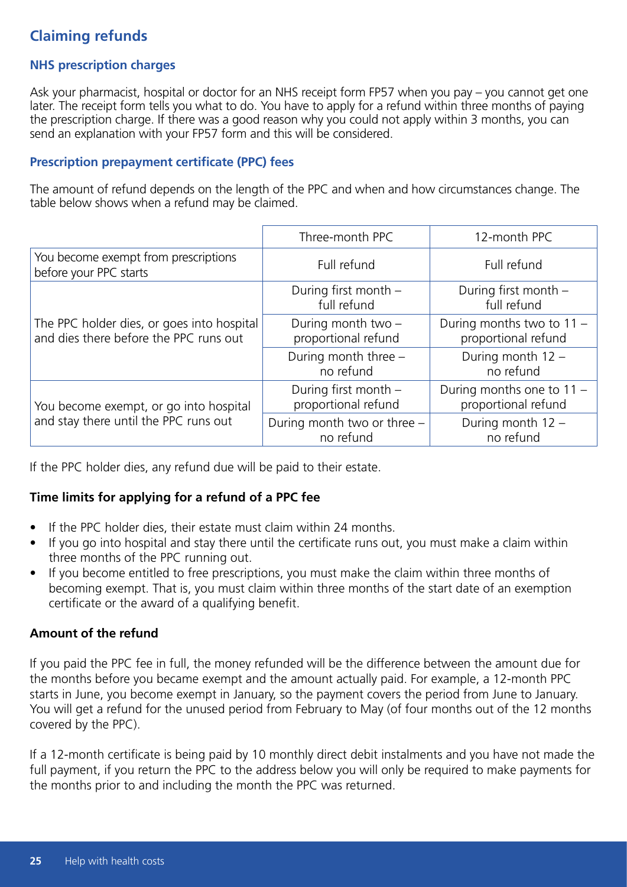## Claiming refunds

### NHS prescription charges

Ask your pharmacist, hospital or doctor for an NHS receipt form FP57 when you pay – you cannot get one later. The receipt form tells you what to do. You have to apply for a refund within three months of paying the prescription charge. If there was a good reason why you could not apply within 3 months, you can send an explanation with your FP57 form and this will be considered.

### Prescription prepayment certificate (PPC) fees

The amount of refund depends on the length of the PPC and when and how circumstances change. The table below shows when a refund may be claimed.

| | Three-month PPC | 12-month PPC |
|---|---|---|
| You become exempt from prescriptions before your PPC starts | Full refund | Full refund |
| The PPC holder dies, or goes into hospital and dies there before the PPC runs out | During first month – full refund | During first month – full refund |
| | During month two – proportional refund | During months two to 11 – proportional refund |
| | During month three – no refund | During month 12 – no refund |
| You become exempt, or go into hospital and stay there until the PPC runs out | During first month – proportional refund | During months one to 11 – proportional refund |
| | During month two or three – no refund | During month 12 – no refund |

If the PPC holder dies, any refund due will be paid to their estate.

**Time limits for applying for a refund of a PPC fee**

- If the PPC holder dies, their estate must claim within 24 months.
- If you go into hospital and stay there until the certificate runs out, you must make a claim within three months of the PPC running out.
- If you become entitled to free prescriptions, you must make the claim within three months of becoming exempt. That is, you must claim within three months of the start date of an exemption certificate or the award of a qualifying benefit.

**Amount of the refund**

If you paid the PPC fee in full, the money refunded will be the difference between the amount due for the months before you became exempt and the amount actually paid. For example, a 12-month PPC starts in June, you become exempt in January, so the payment covers the period from June to January. You will get a refund for the unused period from February to May (of four months out of the 12 months covered by the PPC).

If a 12-month certificate is being paid by 10 monthly direct debit instalments and you have not made the full payment, if you return the PPC to the address below you will only be required to make payments for the months prior to and including the month the PPC was returned.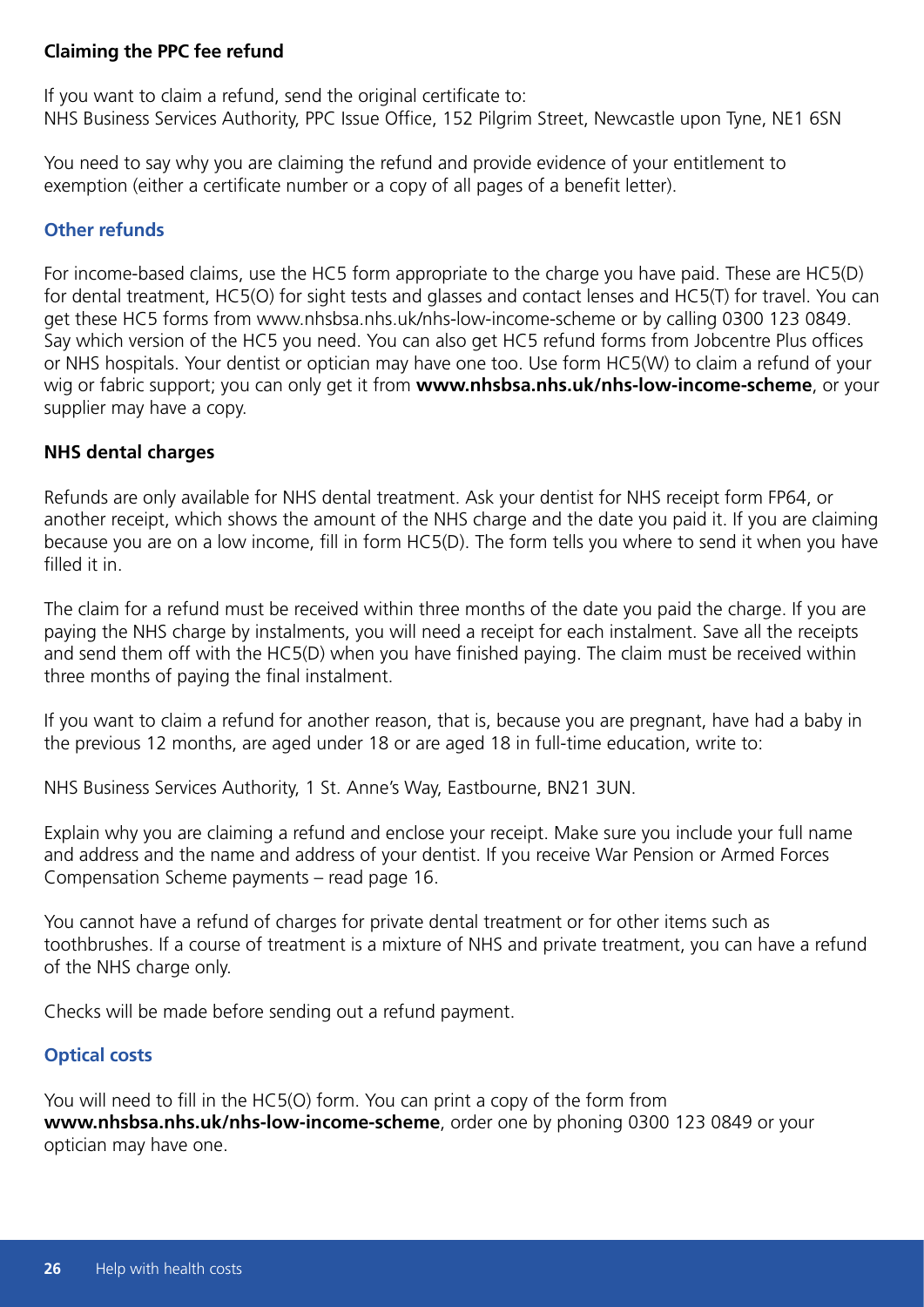### Claiming the PPC fee refund

If you want to claim a refund, send the original certificate to:
NHS Business Services Authority, PPC Issue Office, 152 Pilgrim Street, Newcastle upon Tyne, NE1 6SN

You need to say why you are claiming the refund and provide evidence of your entitlement to exemption (either a certificate number or a copy of all pages of a benefit letter).

### Other refunds

For income-based claims, use the HC5 form appropriate to the charge you have paid. These are HC5(D) for dental treatment, HC5(O) for sight tests and glasses and contact lenses and HC5(T) for travel. You can get these HC5 forms from www.nhsbsa.nhs.uk/nhs-low-income-scheme or by calling 0300 123 0849. Say which version of the HC5 you need. You can also get HC5 refund forms from Jobcentre Plus offices or NHS hospitals. Your dentist or optician may have one too. Use form HC5(W) to claim a refund of your wig or fabric support; you can only get it from **www.nhsbsa.nhs.uk/nhs-low-income-scheme**, or your supplier may have a copy.

### NHS dental charges

Refunds are only available for NHS dental treatment. Ask your dentist for NHS receipt form FP64, or another receipt, which shows the amount of the NHS charge and the date you paid it. If you are claiming because you are on a low income, fill in form HC5(D). The form tells you where to send it when you have filled it in.

The claim for a refund must be received within three months of the date you paid the charge. If you are paying the NHS charge by instalments, you will need a receipt for each instalment. Save all the receipts and send them off with the HC5(D) when you have finished paying. The claim must be received within three months of paying the final instalment.

If you want to claim a refund for another reason, that is, because you are pregnant, have had a baby in the previous 12 months, are aged under 18 or are aged 18 in full-time education, write to:

NHS Business Services Authority, 1 St. Anne's Way, Eastbourne, BN21 3UN.

Explain why you are claiming a refund and enclose your receipt. Make sure you include your full name and address and the name and address of your dentist. If you receive War Pension or Armed Forces Compensation Scheme payments – read page 16.

You cannot have a refund of charges for private dental treatment or for other items such as toothbrushes. If a course of treatment is a mixture of NHS and private treatment, you can have a refund of the NHS charge only.

Checks will be made before sending out a refund payment.

### Optical costs

You will need to fill in the HC5(O) form. You can print a copy of the form from **www.nhsbsa.nhs.uk/nhs-low-income-scheme**, order one by phoning 0300 123 0849 or your optician may have one.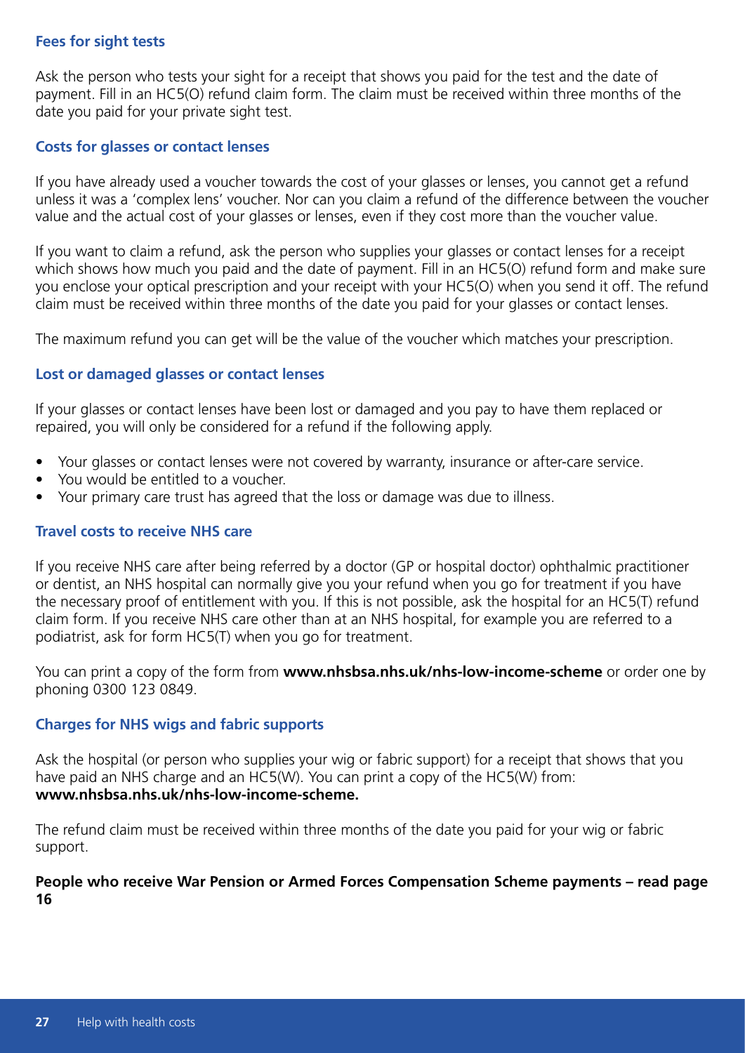### Fees for sight tests

Ask the person who tests your sight for a receipt that shows you paid for the test and the date of payment. Fill in an HC5(O) refund claim form. The claim must be received within three months of the date you paid for your private sight test.

### Costs for glasses or contact lenses

If you have already used a voucher towards the cost of your glasses or lenses, you cannot get a refund unless it was a 'complex lens' voucher. Nor can you claim a refund of the difference between the voucher value and the actual cost of your glasses or lenses, even if they cost more than the voucher value.

If you want to claim a refund, ask the person who supplies your glasses or contact lenses for a receipt which shows how much you paid and the date of payment. Fill in an HC5(O) refund form and make sure you enclose your optical prescription and your receipt with your HC5(O) when you send it off. The refund claim must be received within three months of the date you paid for your glasses or contact lenses.

The maximum refund you can get will be the value of the voucher which matches your prescription.

### Lost or damaged glasses or contact lenses

If your glasses or contact lenses have been lost or damaged and you pay to have them replaced or repaired, you will only be considered for a refund if the following apply.

- Your glasses or contact lenses were not covered by warranty, insurance or after-care service.
- You would be entitled to a voucher.
- Your primary care trust has agreed that the loss or damage was due to illness.

### Travel costs to receive NHS care

If you receive NHS care after being referred by a doctor (GP or hospital doctor) ophthalmic practitioner or dentist, an NHS hospital can normally give you your refund when you go for treatment if you have the necessary proof of entitlement with you. If this is not possible, ask the hospital for an HC5(T) refund claim form. If you receive NHS care other than at an NHS hospital, for example you are referred to a podiatrist, ask for form HC5(T) when you go for treatment.

You can print a copy of the form from **www.nhsbsa.nhs.uk/nhs-low-income-scheme** or order one by phoning 0300 123 0849.

### Charges for NHS wigs and fabric supports

Ask the hospital (or person who supplies your wig or fabric support) for a receipt that shows that you have paid an NHS charge and an HC5(W). You can print a copy of the HC5(W) from: **www.nhsbsa.nhs.uk/nhs-low-income-scheme.**

The refund claim must be received within three months of the date you paid for your wig or fabric support.

**People who receive War Pension or Armed Forces Compensation Scheme payments – read page 16**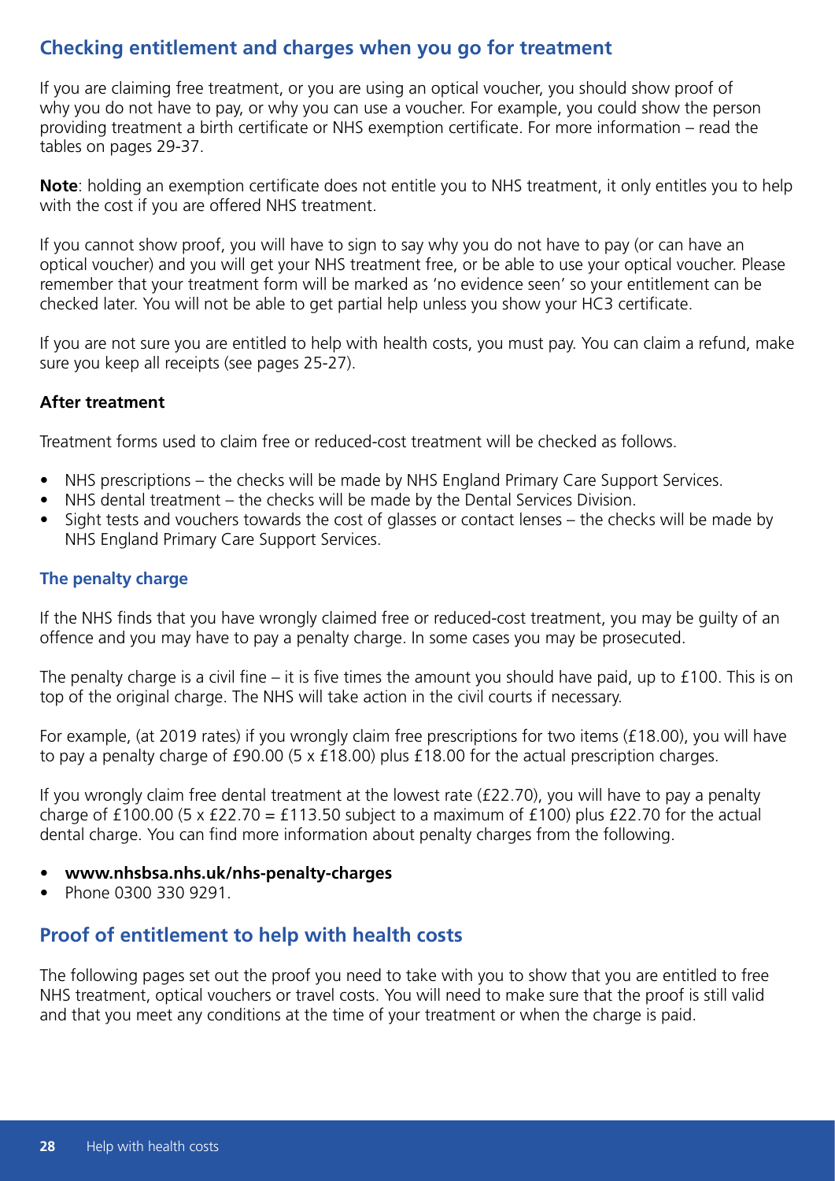## Checking entitlement and charges when you go for treatment

If you are claiming free treatment, or you are using an optical voucher, you should show proof of why you do not have to pay, or why you can use a voucher. For example, you could show the person providing treatment a birth certificate or NHS exemption certificate. For more information – read the tables on pages 29-37.

**Note**: holding an exemption certificate does not entitle you to NHS treatment, it only entitles you to help with the cost if you are offered NHS treatment.

If you cannot show proof, you will have to sign to say why you do not have to pay (or can have an optical voucher) and you will get your NHS treatment free, or be able to use your optical voucher. Please remember that your treatment form will be marked as 'no evidence seen' so your entitlement can be checked later. You will not be able to get partial help unless you show your HC3 certificate.

If you are not sure you are entitled to help with health costs, you must pay. You can claim a refund, make sure you keep all receipts (see pages 25-27).

#### After treatment

Treatment forms used to claim free or reduced-cost treatment will be checked as follows.

- NHS prescriptions – the checks will be made by NHS England Primary Care Support Services.
- NHS dental treatment – the checks will be made by the Dental Services Division.
- Sight tests and vouchers towards the cost of glasses or contact lenses – the checks will be made by NHS England Primary Care Support Services.

### The penalty charge

If the NHS finds that you have wrongly claimed free or reduced-cost treatment, you may be guilty of an offence and you may have to pay a penalty charge. In some cases you may be prosecuted.

The penalty charge is a civil fine – it is five times the amount you should have paid, up to £100. This is on top of the original charge. The NHS will take action in the civil courts if necessary.

For example, (at 2019 rates) if you wrongly claim free prescriptions for two items (£18.00), you will have to pay a penalty charge of £90.00 (5 x £18.00) plus £18.00 for the actual prescription charges.

If you wrongly claim free dental treatment at the lowest rate (£22.70), you will have to pay a penalty charge of £100.00 (5 x £22.70 = £113.50 subject to a maximum of £100) plus £22.70 for the actual dental charge. You can find more information about penalty charges from the following.

- **www.nhsbsa.nhs.uk/nhs-penalty-charges**
- Phone 0300 330 9291.

## Proof of entitlement to help with health costs

The following pages set out the proof you need to take with you to show that you are entitled to free NHS treatment, optical vouchers or travel costs. You will need to make sure that the proof is still valid and that you meet any conditions at the time of your treatment or when the charge is paid.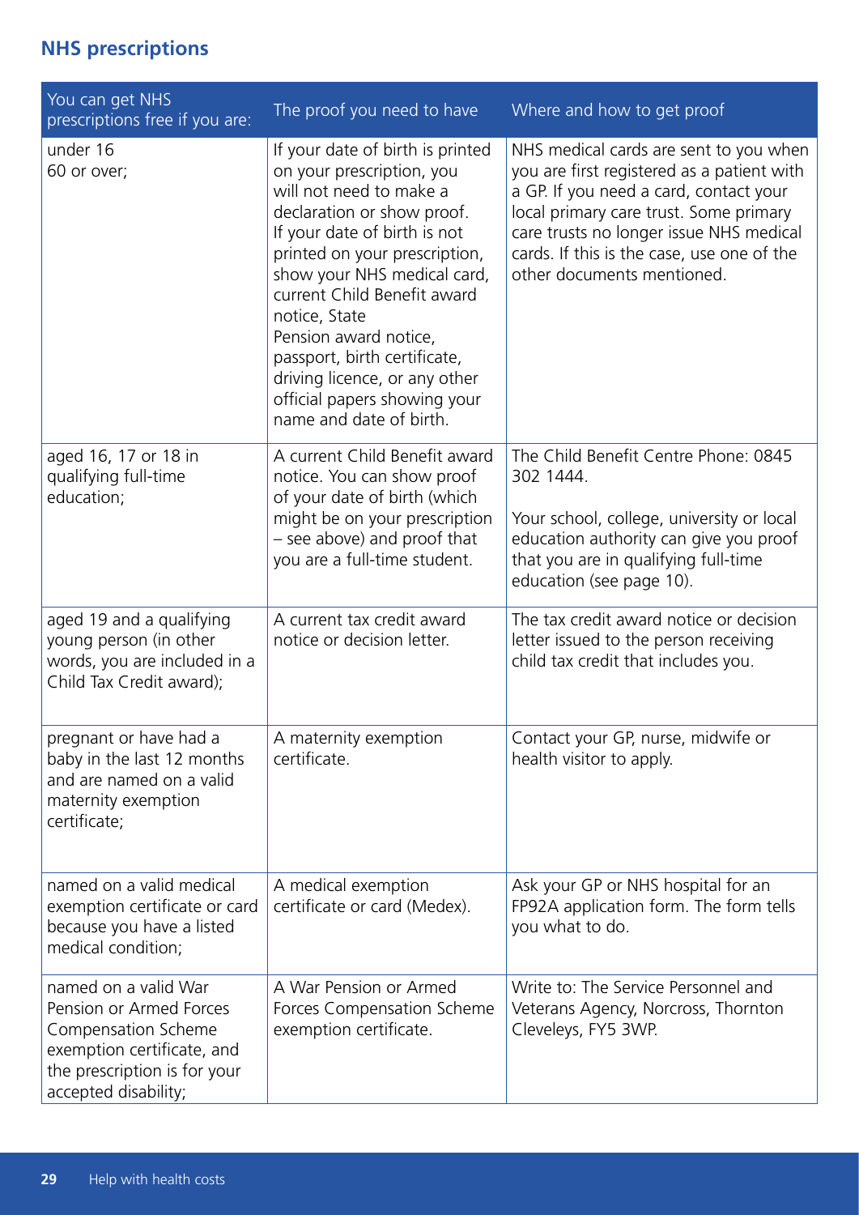## NHS prescriptions

| You can get NHS prescriptions free if you are: | The proof you need to have | Where and how to get proof |
|---|---|---|
| under 16<br>60 or over; | If your date of birth is printed on your prescription, you will not need to make a declaration or show proof. If your date of birth is not printed on your prescription, show your NHS medical card, current Child Benefit award notice, State Pension award notice, passport, birth certificate, driving licence, or any other official papers showing your name and date of birth. | NHS medical cards are sent to you when you are first registered as a patient with a GP. If you need a card, contact your local primary care trust. Some primary care trusts no longer issue NHS medical cards. If this is the case, use one of the other documents mentioned. |
| aged 16, 17 or 18 in qualifying full-time education; | A current Child Benefit award notice. You can show proof of your date of birth (which might be on your prescription – see above) and proof that you are a full-time student. | The Child Benefit Centre Phone: 0845 302 1444.<br><br>Your school, college, university or local education authority can give you proof that you are in qualifying full-time education (see page 10). |
| aged 19 and a qualifying young person (in other words, you are included in a Child Tax Credit award); | A current tax credit award notice or decision letter. | The tax credit award notice or decision letter issued to the person receiving child tax credit that includes you. |
| pregnant or have had a baby in the last 12 months and are named on a valid maternity exemption certificate; | A maternity exemption certificate. | Contact your GP, nurse, midwife or health visitor to apply. |
| named on a valid medical exemption certificate or card because you have a listed medical condition; | A medical exemption certificate or card (Medex). | Ask your GP or NHS hospital for an FP92A application form. The form tells you what to do. |
| named on a valid War Pension or Armed Forces Compensation Scheme exemption certificate, and the prescription is for your accepted disability; | A War Pension or Armed Forces Compensation Scheme exemption certificate. | Write to: The Service Personnel and Veterans Agency, Norcross, Thornton Cleveleys, FY5 3WP. |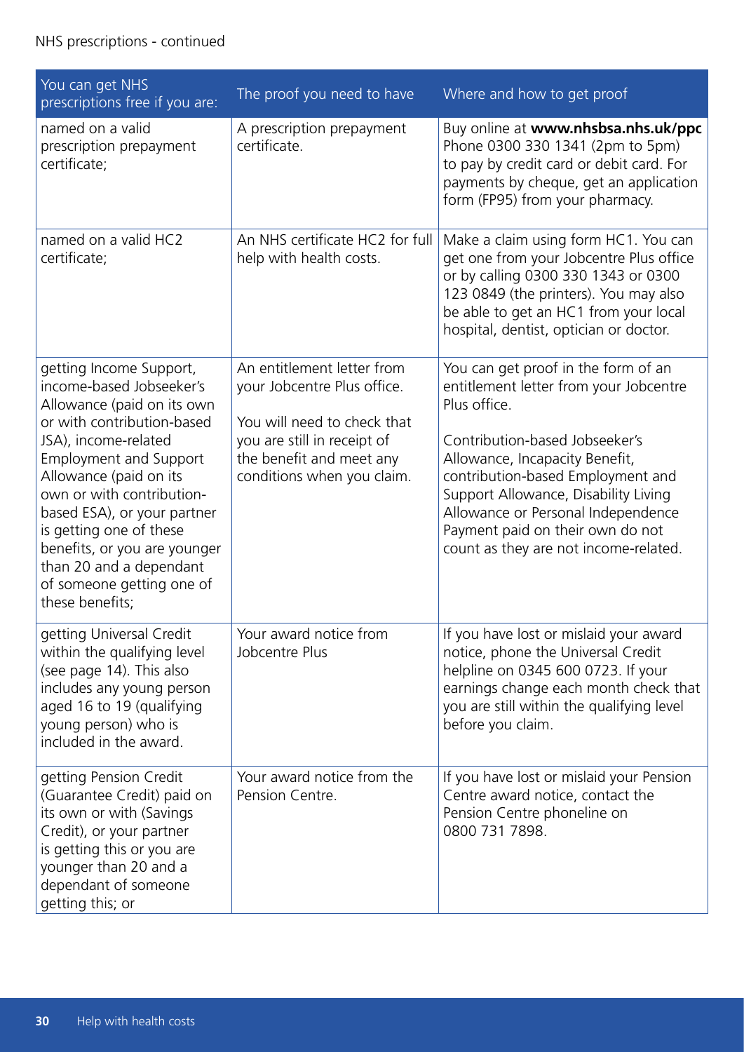NHS prescriptions - continued

| You can get NHS prescriptions free if you are: | The proof you need to have | Where and how to get proof |
|---|---|---|
| named on a valid prescription prepayment certificate; | A prescription prepayment certificate. | Buy online at **www.nhsbsa.nhs.uk/ppc** Phone 0300 330 1341 (2pm to 5pm) to pay by credit card or debit card. For payments by cheque, get an application form (FP95) from your pharmacy. |
| named on a valid HC2 certificate; | An NHS certificate HC2 for full help with health costs. | Make a claim using form HC1. You can get one from your Jobcentre Plus office or by calling 0300 330 1343 or 0300 123 0849 (the printers). You may also be able to get an HC1 from your local hospital, dentist, optician or doctor. |
| getting Income Support, income-based Jobseeker's Allowance (paid on its own or with contribution-based JSA), income-related Employment and Support Allowance (paid on its own or with contribution-based ESA), or your partner is getting one of these benefits, or you are younger than 20 and a dependant of someone getting one of these benefits; | An entitlement letter from your Jobcentre Plus office.<br><br>You will need to check that you are still in receipt of the benefit and meet any conditions when you claim. | You can get proof in the form of an entitlement letter from your Jobcentre Plus office.<br><br>Contribution-based Jobseeker's Allowance, Incapacity Benefit, contribution-based Employment and Support Allowance, Disability Living Allowance or Personal Independence Payment paid on their own do not count as they are not income-related. |
| getting Universal Credit within the qualifying level (see page 14). This also includes any young person aged 16 to 19 (qualifying young person) who is included in the award. | Your award notice from Jobcentre Plus | If you have lost or mislaid your award notice, phone the Universal Credit helpline on 0345 600 0723. If your earnings change each month check that you are still within the qualifying level before you claim. |
| getting Pension Credit (Guarantee Credit) paid on its own or with (Savings Credit), or your partner is getting this or you are younger than 20 and a dependant of someone getting this; or | Your award notice from the Pension Centre. | If you have lost or mislaid your Pension Centre award notice, contact the Pension Centre phoneline on 0800 731 7898. |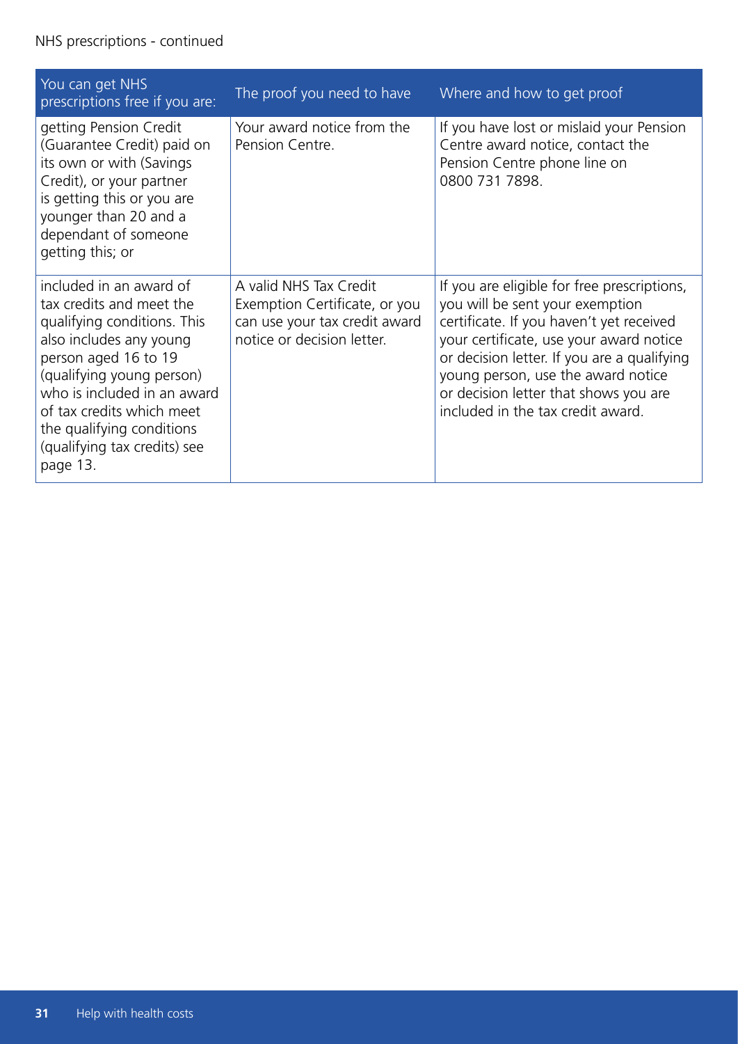NHS prescriptions - continued

| You can get NHS prescriptions free if you are: | The proof you need to have | Where and how to get proof |
| --- | --- | --- |
| getting Pension Credit (Guarantee Credit) paid on its own or with (Savings Credit), or your partner is getting this or you are younger than 20 and a dependant of someone getting this; or | Your award notice from the Pension Centre. | If you have lost or mislaid your Pension Centre award notice, contact the Pension Centre phone line on 0800 731 7898. |
| included in an award of tax credits and meet the qualifying conditions. This also includes any young person aged 16 to 19 (qualifying young person) who is included in an award of tax credits which meet the qualifying conditions (qualifying tax credits) see page 13. | A valid NHS Tax Credit Exemption Certificate, or you can use your tax credit award notice or decision letter. | If you are eligible for free prescriptions, you will be sent your exemption certificate. If you haven't yet received your certificate, use your award notice or decision letter. If you are a qualifying young person, use the award notice or decision letter that shows you are included in the tax credit award. |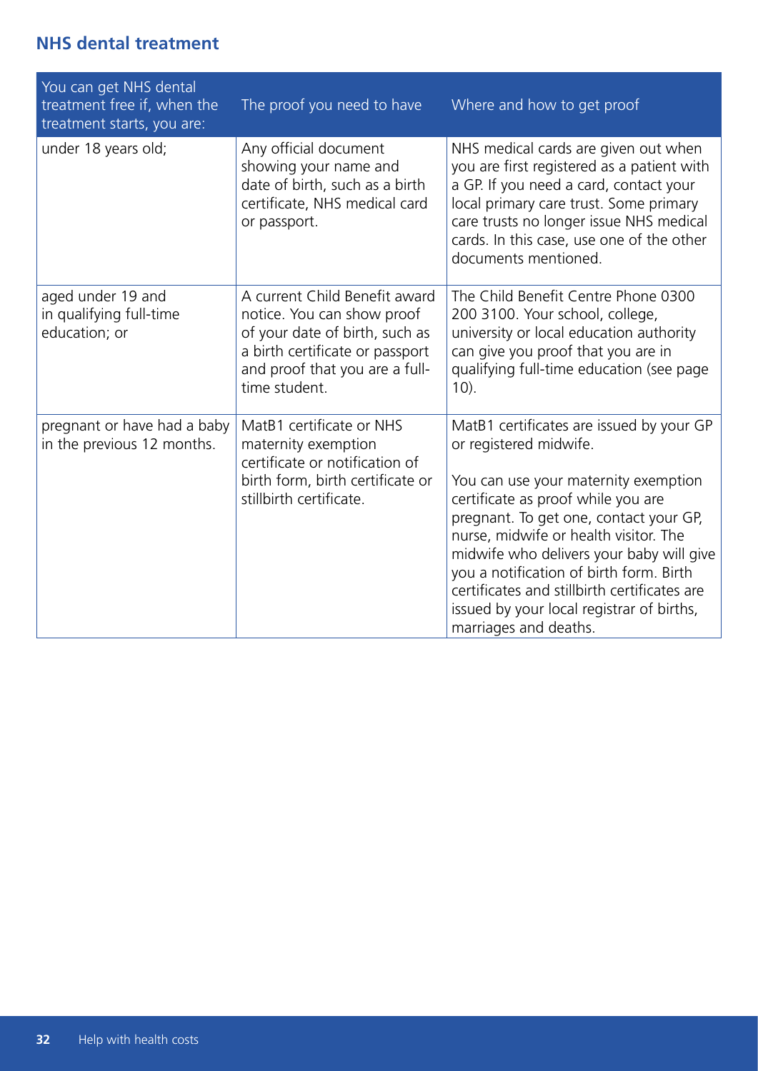## NHS dental treatment

| You can get NHS dental treatment free if, when the treatment starts, you are: | The proof you need to have | Where and how to get proof |
| --- | --- | --- |
| under 18 years old; | Any official document showing your name and date of birth, such as a birth certificate, NHS medical card or passport. | NHS medical cards are given out when you are first registered as a patient with a GP. If you need a card, contact your local primary care trust. Some primary care trusts no longer issue NHS medical cards. In this case, use one of the other documents mentioned. |
| aged under 19 and in qualifying full-time education; or | A current Child Benefit award notice. You can show proof of your date of birth, such as a birth certificate or passport and proof that you are a full-time student. | The Child Benefit Centre Phone 0300 200 3100. Your school, college, university or local education authority can give you proof that you are in qualifying full-time education (see page 10). |
| pregnant or have had a baby in the previous 12 months. | MatB1 certificate or NHS maternity exemption certificate or notification of birth form, birth certificate or stillbirth certificate. | MatB1 certificates are issued by your GP or registered midwife.<br><br>You can use your maternity exemption certificate as proof while you are pregnant. To get one, contact your GP, nurse, midwife or health visitor. The midwife who delivers your baby will give you a notification of birth form. Birth certificates and stillbirth certificates are issued by your local registrar of births, marriages and deaths. |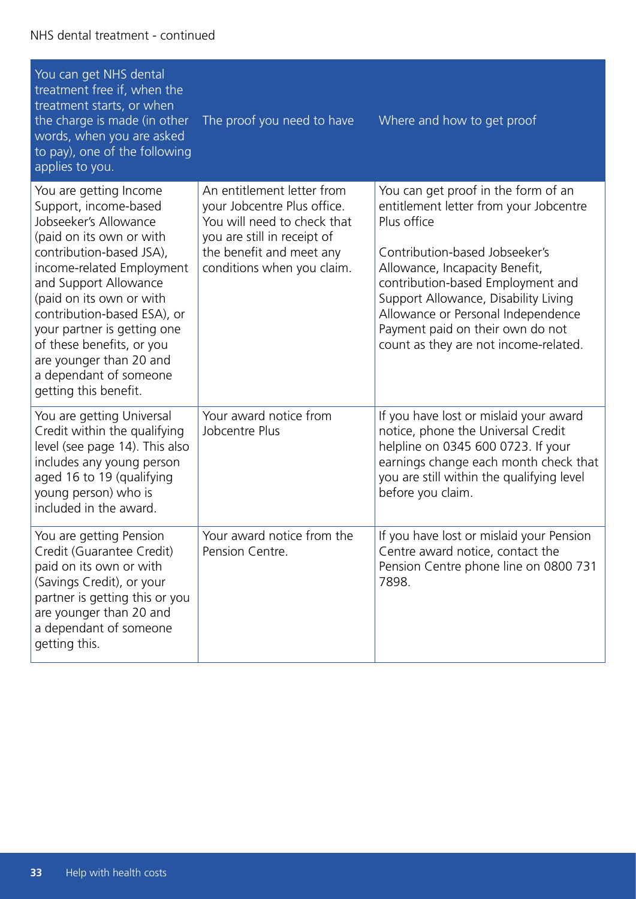NHS dental treatment - continued

| You can get NHS dental treatment free if, when the treatment starts, or when the charge is made (in other words, when you are asked to pay), one of the following applies to you. | The proof you need to have | Where and how to get proof |
|---|---|---|
| You are getting Income Support, income-based Jobseeker's Allowance (paid on its own or with contribution-based JSA), income-related Employment and Support Allowance (paid on its own or with contribution-based ESA), or your partner is getting one of these benefits, or you are younger than 20 and a dependant of someone getting this benefit. | An entitlement letter from your Jobcentre Plus office. You will need to check that you are still in receipt of the benefit and meet any conditions when you claim. | You can get proof in the form of an entitlement letter from your Jobcentre Plus office<br><br>Contribution-based Jobseeker's Allowance, Incapacity Benefit, contribution-based Employment and Support Allowance, Disability Living Allowance or Personal Independence Payment paid on their own do not count as they are not income-related. |
| You are getting Universal Credit within the qualifying level (see page 14). This also includes any young person aged 16 to 19 (qualifying young person) who is included in the award. | Your award notice from Jobcentre Plus | If you have lost or mislaid your award notice, phone the Universal Credit helpline on 0345 600 0723. If your earnings change each month check that you are still within the qualifying level before you claim. |
| You are getting Pension Credit (Guarantee Credit) paid on its own or with (Savings Credit), or your partner is getting this or you are younger than 20 and a dependant of someone getting this. | Your award notice from the Pension Centre. | If you have lost or mislaid your Pension Centre award notice, contact the Pension Centre phone line on 0800 731 7898. |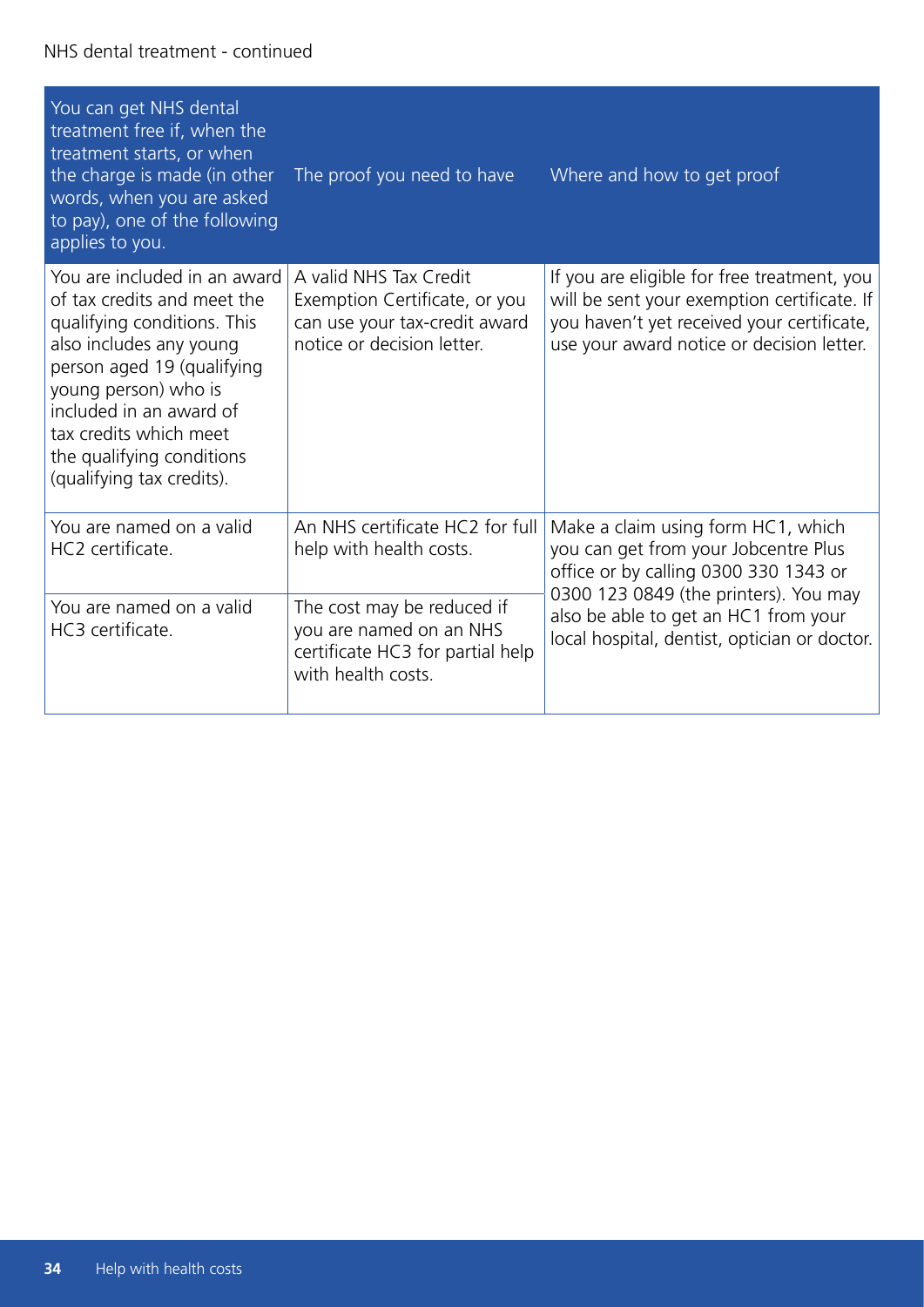NHS dental treatment - continued

| You can get NHS dental treatment free if, when the treatment starts, or when the charge is made (in other words, when you are asked to pay), one of the following applies to you. | The proof you need to have | Where and how to get proof |
| --- | --- | --- |
| You are included in an award of tax credits and meet the qualifying conditions. This also includes any young person aged 19 (qualifying young person) who is included in an award of tax credits which meet the qualifying conditions (qualifying tax credits). | A valid NHS Tax Credit Exemption Certificate, or you can use your tax-credit award notice or decision letter. | If you are eligible for free treatment, you will be sent your exemption certificate. If you haven't yet received your certificate, use your award notice or decision letter. |
| You are named on a valid HC2 certificate. | An NHS certificate HC2 for full help with health costs. | Make a claim using form HC1, which you can get from your Jobcentre Plus office or by calling 0300 330 1343 or 0300 123 0849 (the printers). You may also be able to get an HC1 from your local hospital, dentist, optician or doctor. |
| You are named on a valid HC3 certificate. | The cost may be reduced if you are named on an NHS certificate HC3 for partial help with health costs. | |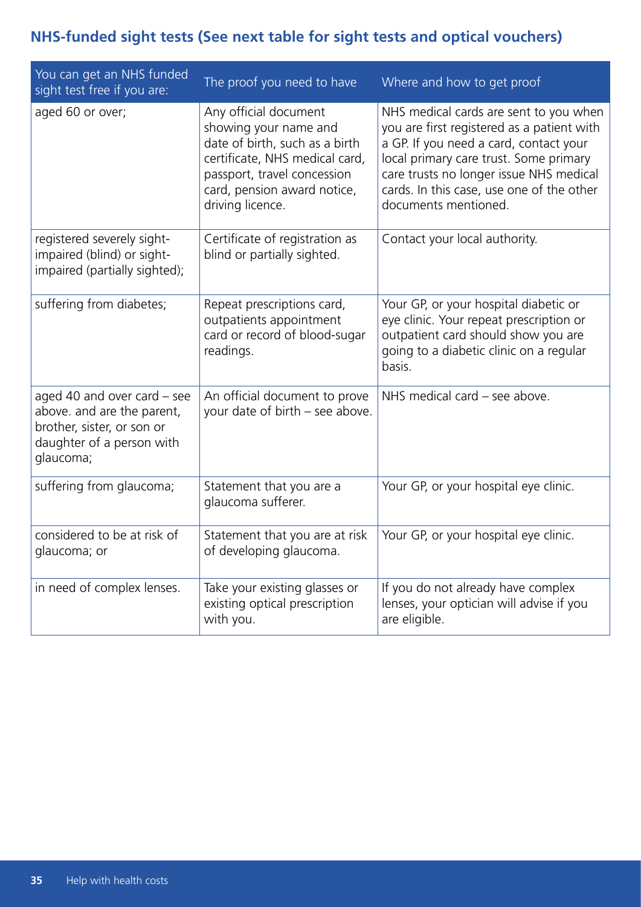## NHS-funded sight tests (See next table for sight tests and optical vouchers)

| You can get an NHS funded sight test free if you are: | The proof you need to have | Where and how to get proof |
|---|---|---|
| aged 60 or over; | Any official document showing your name and date of birth, such as a birth certificate, NHS medical card, passport, travel concession card, pension award notice, driving licence. | NHS medical cards are sent to you when you are first registered as a patient with a GP. If you need a card, contact your local primary care trust. Some primary care trusts no longer issue NHS medical cards. In this case, use one of the other documents mentioned. |
| registered severely sight-impaired (blind) or sight-impaired (partially sighted); | Certificate of registration as blind or partially sighted. | Contact your local authority. |
| suffering from diabetes; | Repeat prescriptions card, outpatients appointment card or record of blood-sugar readings. | Your GP, or your hospital diabetic or eye clinic. Your repeat prescription or outpatient card should show you are going to a diabetic clinic on a regular basis. |
| aged 40 and over card – see above. and are the parent, brother, sister, or son or daughter of a person with glaucoma; | An official document to prove your date of birth – see above. | NHS medical card – see above. |
| suffering from glaucoma; | Statement that you are a glaucoma sufferer. | Your GP, or your hospital eye clinic. |
| considered to be at risk of glaucoma; or | Statement that you are at risk of developing glaucoma. | Your GP, or your hospital eye clinic. |
| in need of complex lenses. | Take your existing glasses or existing optical prescription with you. | If you do not already have complex lenses, your optician will advise if you are eligible. |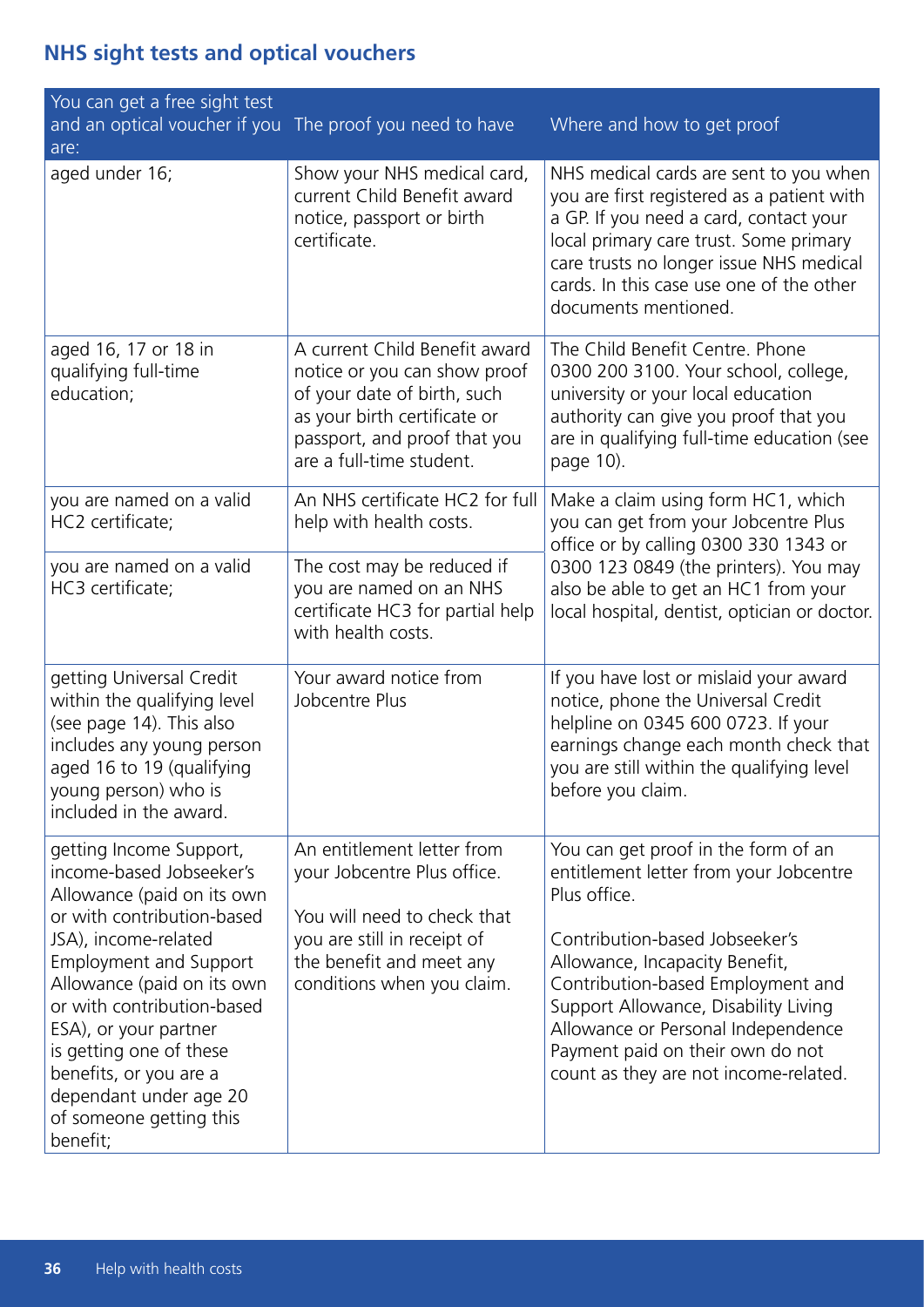## NHS sight tests and optical vouchers

| You can get a free sight test and an optical voucher if you are: | The proof you need to have | Where and how to get proof |
| --- | --- | --- |
| aged under 16; | Show your NHS medical card, current Child Benefit award notice, passport or birth certificate. | NHS medical cards are sent to you when you are first registered as a patient with a GP. If you need a card, contact your local primary care trust. Some primary care trusts no longer issue NHS medical cards. In this case use one of the other documents mentioned. |
| aged 16, 17 or 18 in qualifying full-time education; | A current Child Benefit award notice or you can show proof of your date of birth, such as your birth certificate or passport, and proof that you are a full-time student. | The Child Benefit Centre. Phone 0300 200 3100. Your school, college, university or your local education authority can give you proof that you are in qualifying full-time education (see page 10). |
| you are named on a valid HC2 certificate; | An NHS certificate HC2 for full help with health costs. | Make a claim using form HC1, which you can get from your Jobcentre Plus office or by calling 0300 330 1343 or 0300 123 0849 (the printers). You may also be able to get an HC1 from your local hospital, dentist, optician or doctor. |
| you are named on a valid HC3 certificate; | The cost may be reduced if you are named on an NHS certificate HC3 for partial help with health costs. | |
| getting Universal Credit within the qualifying level (see page 14). This also includes any young person aged 16 to 19 (qualifying young person) who is included in the award. | Your award notice from Jobcentre Plus | If you have lost or mislaid your award notice, phone the Universal Credit helpline on 0345 600 0723. If your earnings change each month check that you are still within the qualifying level before you claim. |
| getting Income Support, income-based Jobseeker's Allowance (paid on its own or with contribution-based JSA), income-related Employment and Support Allowance (paid on its own or with contribution-based ESA), or your partner is getting one of these benefits, or you are a dependant under age 20 of someone getting this benefit; | An entitlement letter from your Jobcentre Plus office.<br><br>You will need to check that you are still in receipt of the benefit and meet any conditions when you claim. | You can get proof in the form of an entitlement letter from your Jobcentre Plus office.<br><br>Contribution-based Jobseeker's Allowance, Incapacity Benefit, Contribution-based Employment and Support Allowance, Disability Living Allowance or Personal Independence Payment paid on their own do not count as they are not income-related. |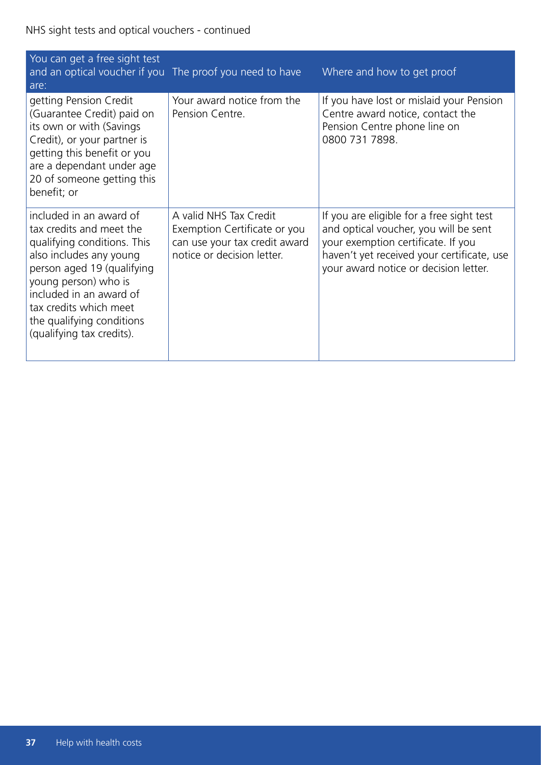NHS sight tests and optical vouchers - continued

| You can get a free sight test and an optical voucher if you are: | The proof you need to have | Where and how to get proof |
| --- | --- | --- |
| getting Pension Credit (Guarantee Credit) paid on its own or with (Savings Credit), or your partner is getting this benefit or you are a dependant under age 20 of someone getting this benefit; or | Your award notice from the Pension Centre. | If you have lost or mislaid your Pension Centre award notice, contact the Pension Centre phone line on 0800 731 7898. |
| included in an award of tax credits and meet the qualifying conditions. This also includes any young person aged 19 (qualifying young person) who is included in an award of tax credits which meet the qualifying conditions (qualifying tax credits). | A valid NHS Tax Credit Exemption Certificate or you can use your tax credit award notice or decision letter. | If you are eligible for a free sight test and optical voucher, you will be sent your exemption certificate. If you haven't yet received your certificate, use your award notice or decision letter. |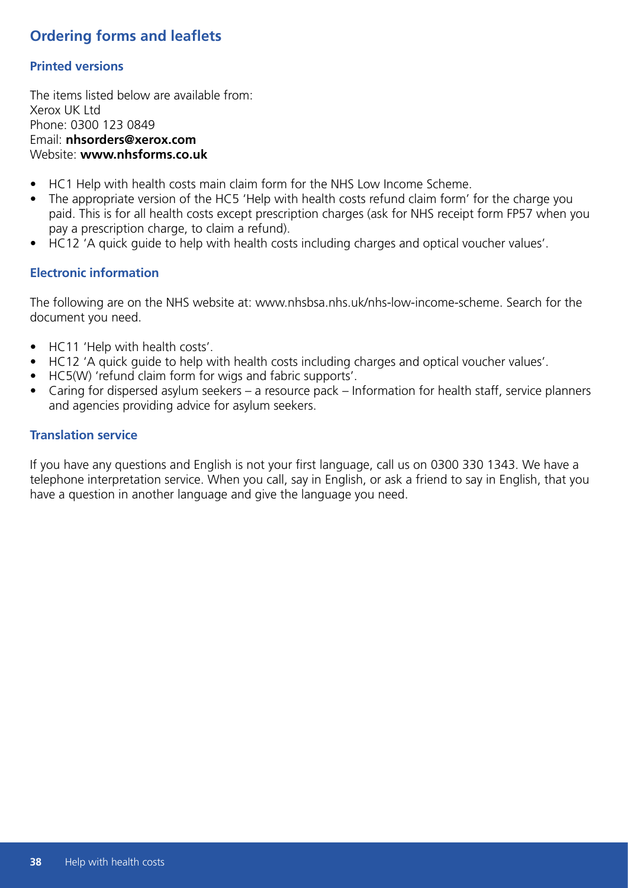## Ordering forms and leaflets

### Printed versions

The items listed below are available from:
Xerox UK Ltd
Phone: 0300 123 0849
Email: **nhsorders@xerox.com**
Website: **www.nhsforms.co.uk**

- HC1 Help with health costs main claim form for the NHS Low Income Scheme.
- The appropriate version of the HC5 'Help with health costs refund claim form' for the charge you paid. This is for all health costs except prescription charges (ask for NHS receipt form FP57 when you pay a prescription charge, to claim a refund).
- HC12 'A quick guide to help with health costs including charges and optical voucher values'.

### Electronic information

The following are on the NHS website at: www.nhsbsa.nhs.uk/nhs-low-income-scheme. Search for the document you need.

- HC11 'Help with health costs'.
- HC12 'A quick guide to help with health costs including charges and optical voucher values'.
- HC5(W) 'refund claim form for wigs and fabric supports'.
- Caring for dispersed asylum seekers – a resource pack – Information for health staff, service planners and agencies providing advice for asylum seekers.

### Translation service

If you have any questions and English is not your first language, call us on 0300 330 1343. We have a telephone interpretation service. When you call, say in English, or ask a friend to say in English, that you have a question in another language and give the language you need.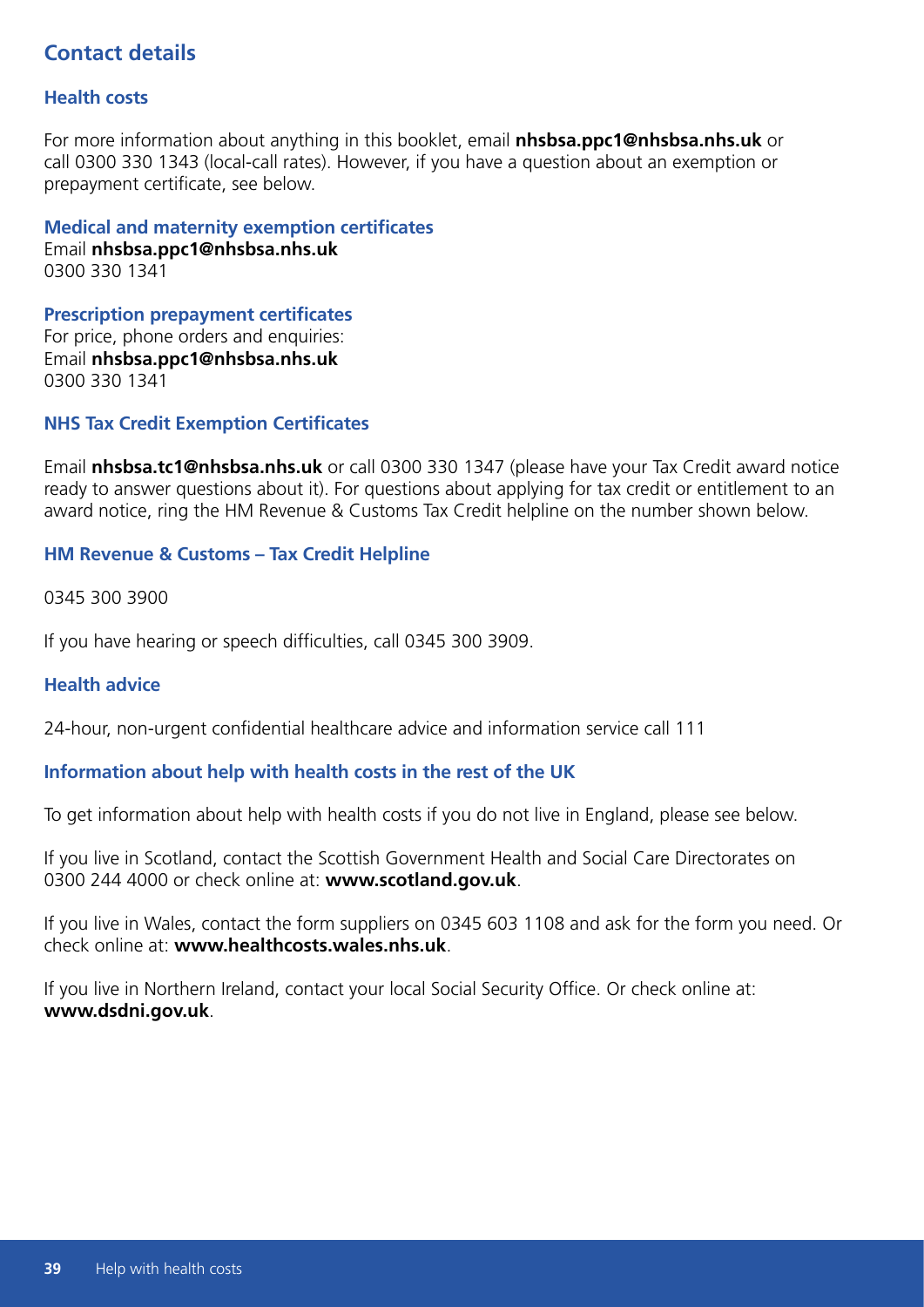## Contact details

### Health costs

For more information about anything in this booklet, email **nhsbsa.ppc1@nhsbsa.nhs.uk** or call 0300 330 1343 (local-call rates). However, if you have a question about an exemption or prepayment certificate, see below.

### Medical and maternity exemption certificates

Email **nhsbsa.ppc1@nhsbsa.nhs.uk**
0300 330 1341

### Prescription prepayment certificates

For price, phone orders and enquiries:
Email **nhsbsa.ppc1@nhsbsa.nhs.uk**
0300 330 1341

### NHS Tax Credit Exemption Certificates

Email **nhsbsa.tc1@nhsbsa.nhs.uk** or call 0300 330 1347 (please have your Tax Credit award notice ready to answer questions about it). For questions about applying for tax credit or entitlement to an award notice, ring the HM Revenue & Customs Tax Credit helpline on the number shown below.

### HM Revenue & Customs – Tax Credit Helpline

0345 300 3900

If you have hearing or speech difficulties, call 0345 300 3909.

### Health advice

24-hour, non-urgent confidential healthcare advice and information service call 111

### Information about help with health costs in the rest of the UK

To get information about help with health costs if you do not live in England, please see below.

If you live in Scotland, contact the Scottish Government Health and Social Care Directorates on 0300 244 4000 or check online at: **www.scotland.gov.uk**.

If you live in Wales, contact the form suppliers on 0345 603 1108 and ask for the form you need. Or check online at: **www.healthcosts.wales.nhs.uk**.

If you live in Northern Ireland, contact your local Social Security Office. Or check online at: **www.dsdni.gov.uk**.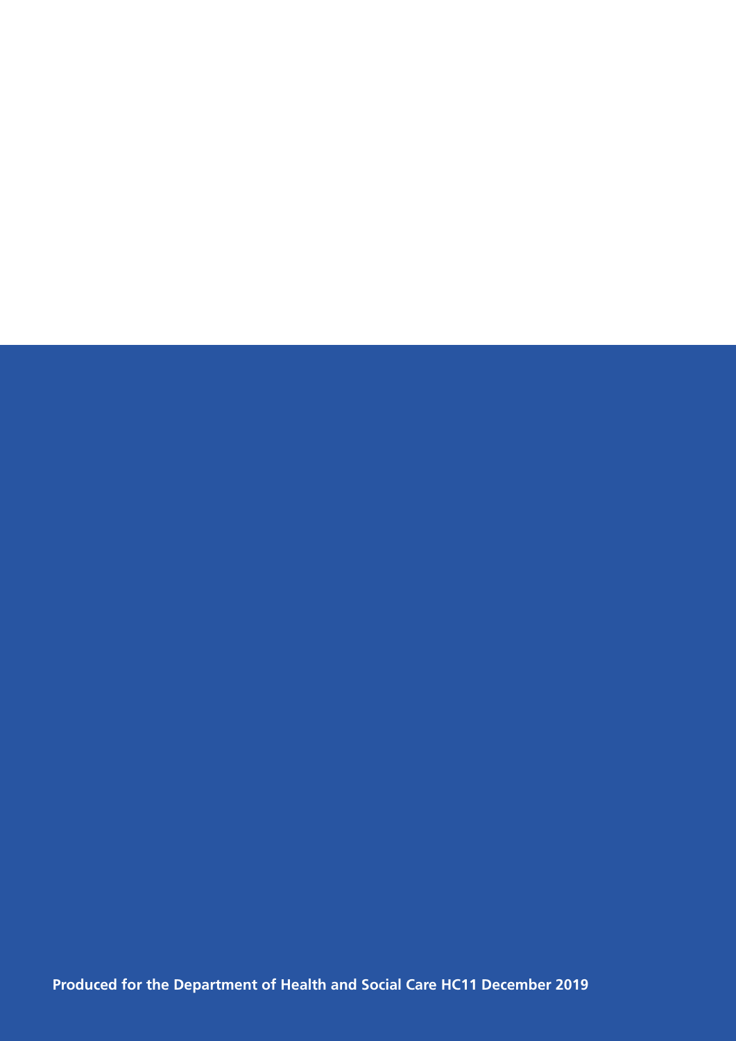**Produced for the Department of Health and Social Care HC11 December 2019**